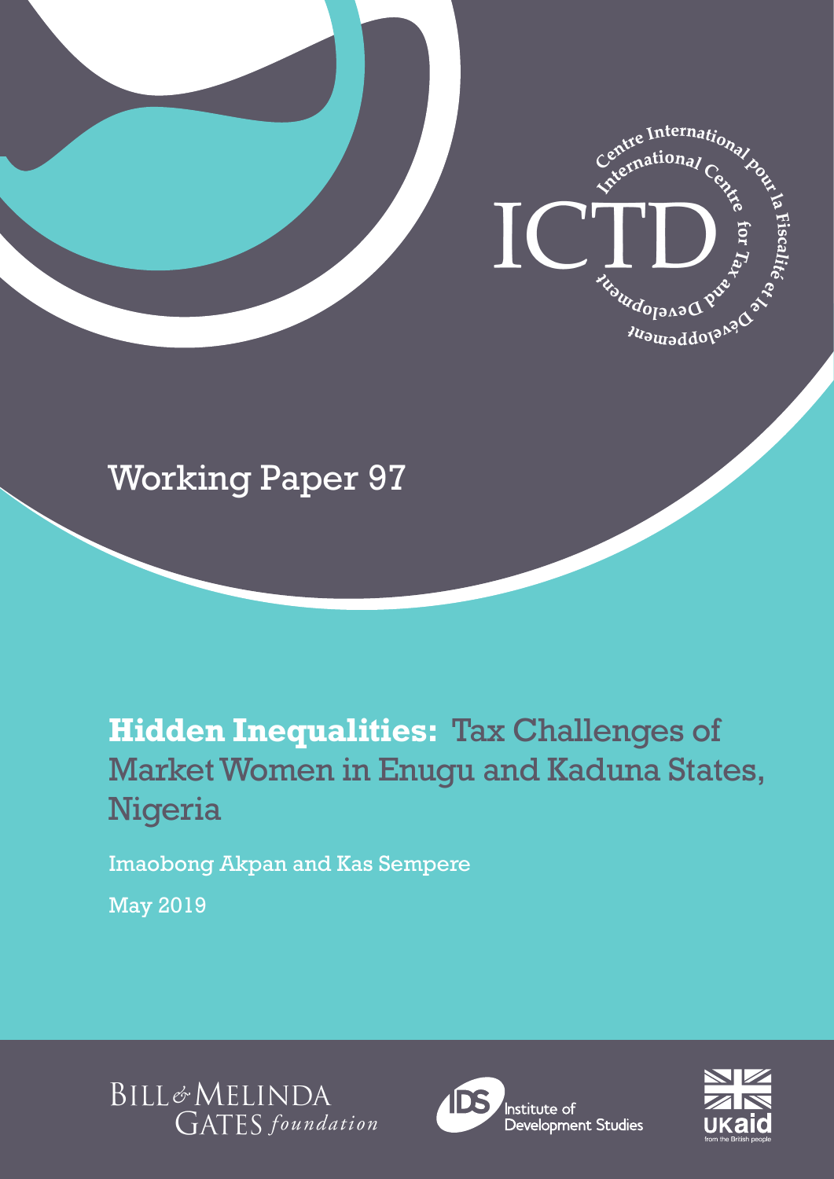ICTD

International Centre for Tax and Development

Centre International pour la Fiscalité et le Développement

Working Paper 97

# **Hidden Inequalities:** Tax Challenges of Market Women in Enugu and Kaduna States, Nigeria

Imaobong Akpan and Kas Sempere

May 2019

Bill & Melinda Gates foundation

IDS Institute of Development Studies

UKaid from the British people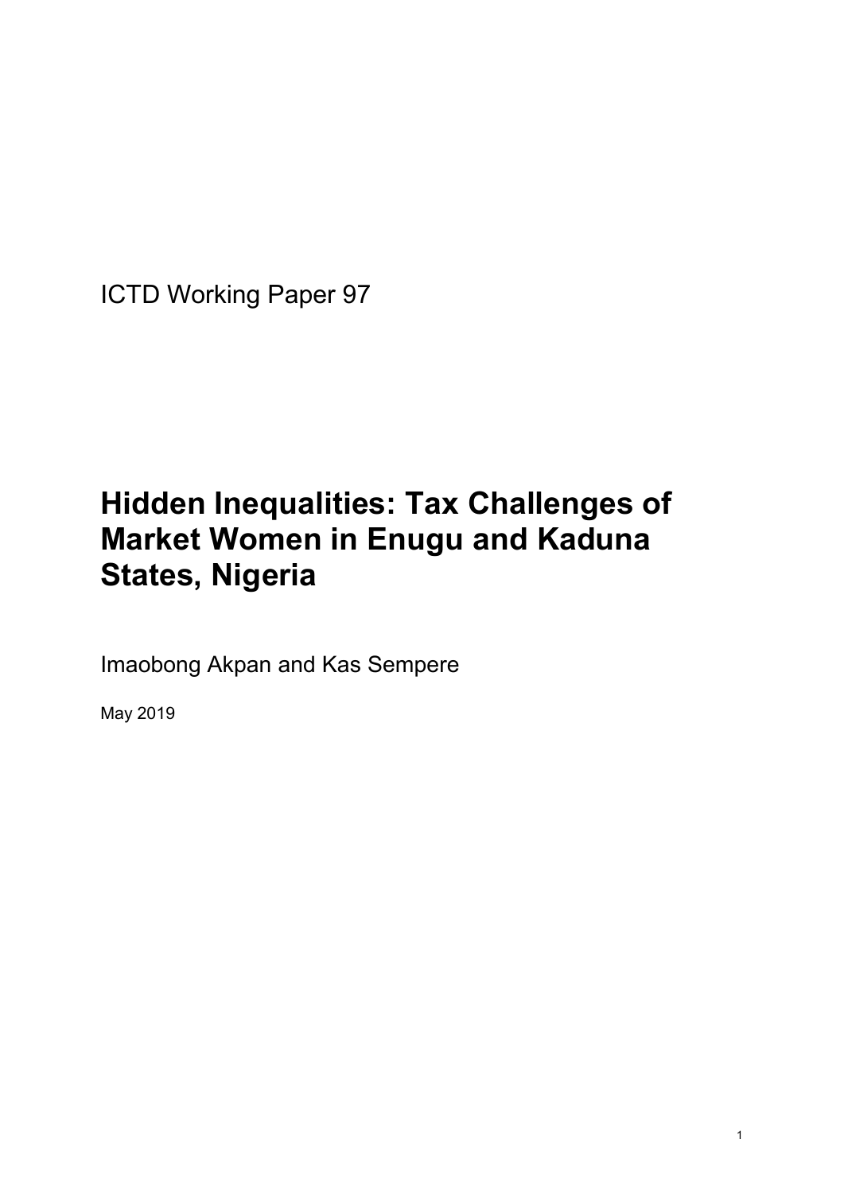ICTD Working Paper 97

# Hidden Inequalities: Tax Challenges of Market Women in Enugu and Kaduna States, Nigeria

Imaobong Akpan and Kas Sempere

May 2019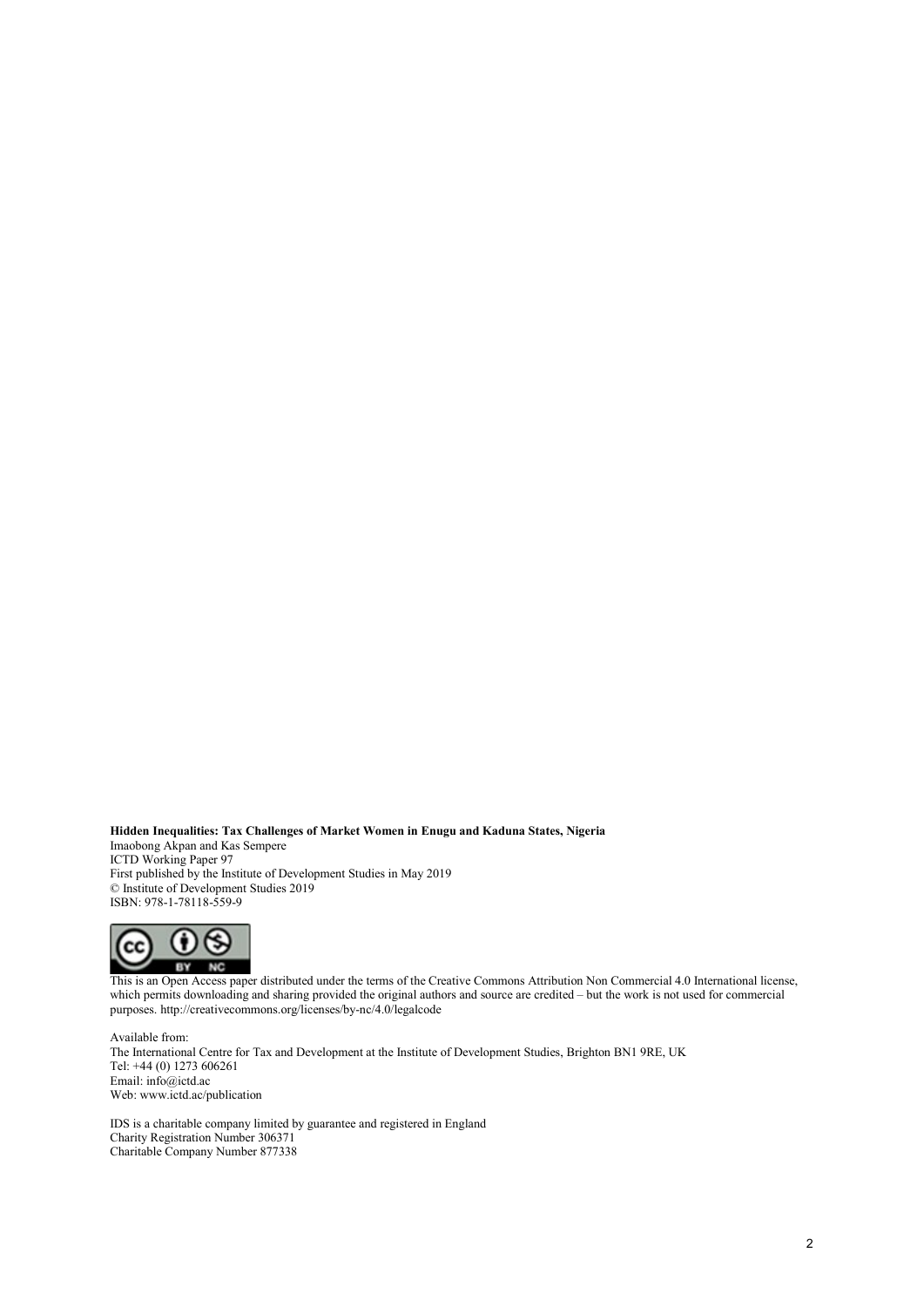**Hidden Inequalities: Tax Challenges of Market Women in Enugu and Kaduna States, Nigeria**
Imaobong Akpan and Kas Sempere
ICTD Working Paper 97
First published by the Institute of Development Studies in May 2019
© Institute of Development Studies 2019
ISBN: 978-1-78118-559-9

This is an Open Access paper distributed under the terms of the Creative Commons Attribution Non Commercial 4.0 International license, which permits downloading and sharing provided the original authors and source are credited – but the work is not used for commercial purposes. http://creativecommons.org/licenses/by-nc/4.0/legalcode

Available from:
The International Centre for Tax and Development at the Institute of Development Studies, Brighton BN1 9RE, UK
Tel: +44 (0) 1273 606261
Email: info@ictd.ac
Web: www.ictd.ac/publication

IDS is a charitable company limited by guarantee and registered in England
Charity Registration Number 306371
Charitable Company Number 877338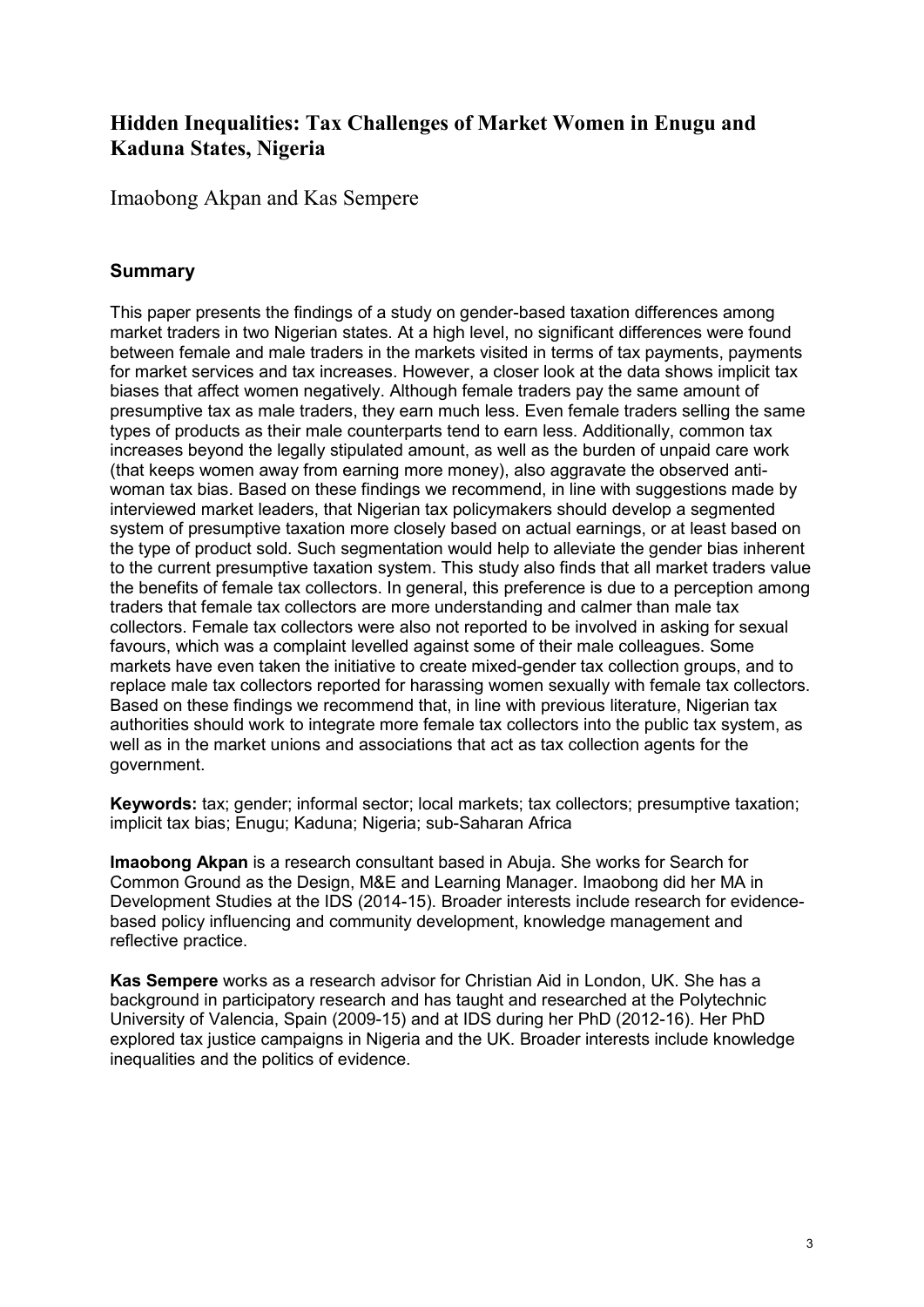# Hidden Inequalities: Tax Challenges of Market Women in Enugu and Kaduna States, Nigeria

Imaobong Akpan and Kas Sempere

## Summary

This paper presents the findings of a study on gender-based taxation differences among market traders in two Nigerian states. At a high level, no significant differences were found between female and male traders in the markets visited in terms of tax payments, payments for market services and tax increases. However, a closer look at the data shows implicit tax biases that affect women negatively. Although female traders pay the same amount of presumptive tax as male traders, they earn much less. Even female traders selling the same types of products as their male counterparts tend to earn less. Additionally, common tax increases beyond the legally stipulated amount, as well as the burden of unpaid care work (that keeps women away from earning more money), also aggravate the observed anti-woman tax bias. Based on these findings we recommend, in line with suggestions made by interviewed market leaders, that Nigerian tax policymakers should develop a segmented system of presumptive taxation more closely based on actual earnings, or at least based on the type of product sold. Such segmentation would help to alleviate the gender bias inherent to the current presumptive taxation system. This study also finds that all market traders value the benefits of female tax collectors. In general, this preference is due to a perception among traders that female tax collectors are more understanding and calmer than male tax collectors. Female tax collectors were also not reported to be involved in asking for sexual favours, which was a complaint levelled against some of their male colleagues. Some markets have even taken the initiative to create mixed-gender tax collection groups, and to replace male tax collectors reported for harassing women sexually with female tax collectors. Based on these findings we recommend that, in line with previous literature, Nigerian tax authorities should work to integrate more female tax collectors into the public tax system, as well as in the market unions and associations that act as tax collection agents for the government.

**Keywords:** tax; gender; informal sector; local markets; tax collectors; presumptive taxation; implicit tax bias; Enugu; Kaduna; Nigeria; sub-Saharan Africa

**Imaobong Akpan** is a research consultant based in Abuja. She works for Search for Common Ground as the Design, M&E and Learning Manager. Imaobong did her MA in Development Studies at the IDS (2014-15). Broader interests include research for evidence-based policy influencing and community development, knowledge management and reflective practice.

**Kas Sempere** works as a research advisor for Christian Aid in London, UK. She has a background in participatory research and has taught and researched at the Polytechnic University of Valencia, Spain (2009-15) and at IDS during her PhD (2012-16). Her PhD explored tax justice campaigns in Nigeria and the UK. Broader interests include knowledge inequalities and the politics of evidence.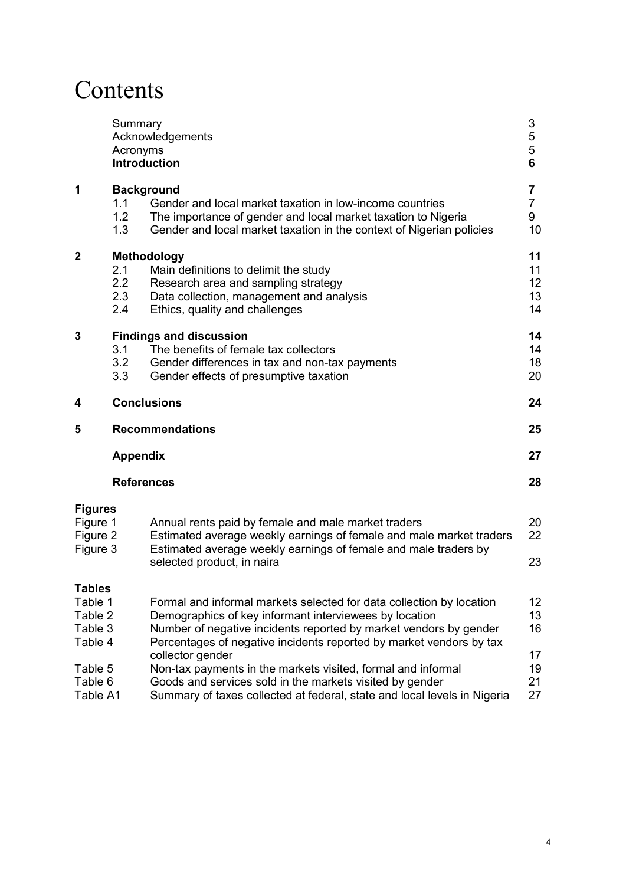# Contents

| | | | |
|---|---|---|---|
| | Summary | | 3 |
| | Acknowledgements | | 5 |
| | Acronyms | | 5 |
| | **Introduction** | | **6** |
| **1** | **Background** | | **7** |
| | 1.1 | Gender and local market taxation in low-income countries | 7 |
| | 1.2 | The importance of gender and local market taxation to Nigeria | 9 |
| | 1.3 | Gender and local market taxation in the context of Nigerian policies | 10 |
| **2** | **Methodology** | | **11** |
| | 2.1 | Main definitions to delimit the study | 11 |
| | 2.2 | Research area and sampling strategy | 12 |
| | 2.3 | Data collection, management and analysis | 13 |
| | 2.4 | Ethics, quality and challenges | 14 |
| **3** | **Findings and discussion** | | **14** |
| | 3.1 | The benefits of female tax collectors | 14 |
| | 3.2 | Gender differences in tax and non-tax payments | 18 |
| | 3.3 | Gender effects of presumptive taxation | 20 |
| **4** | **Conclusions** | | **24** |
| **5** | **Recommendations** | | **25** |
| | **Appendix** | | **27** |
| | **References** | | **28** |

**Figures**

| | | |
|---|---|---|
| Figure 1 | Annual rents paid by female and male market traders | 20 |
| Figure 2 | Estimated average weekly earnings of female and male market traders | 22 |
| Figure 3 | Estimated average weekly earnings of female and male traders by selected product, in naira | 23 |

**Tables**

| | | |
|---|---|---|
| Table 1 | Formal and informal markets selected for data collection by location | 12 |
| Table 2 | Demographics of key informant interviewees by location | 13 |
| Table 3 | Number of negative incidents reported by market vendors by gender | 16 |
| Table 4 | Percentages of negative incidents reported by market vendors by tax collector gender | 17 |
| Table 5 | Non-tax payments in the markets visited, formal and informal | 19 |
| Table 6 | Goods and services sold in the markets visited by gender | 21 |
| Table A1 | Summary of taxes collected at federal, state and local levels in Nigeria | 27 |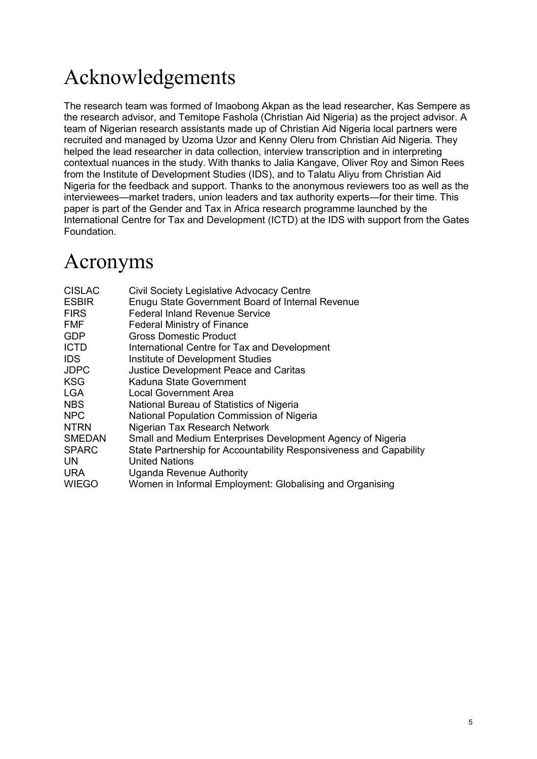# Acknowledgements

The research team was formed of Imaobong Akpan as the lead researcher, Kas Sempere as the research advisor, and Temitope Fashola (Christian Aid Nigeria) as the project advisor. A team of Nigerian research assistants made up of Christian Aid Nigeria local partners were recruited and managed by Uzoma Uzor and Kenny Oleru from Christian Aid Nigeria. They helped the lead researcher in data collection, interview transcription and in interpreting contextual nuances in the study. With thanks to Jalia Kangave, Oliver Roy and Simon Rees from the Institute of Development Studies (IDS), and to Talatu Aliyu from Christian Aid Nigeria for the feedback and support. Thanks to the anonymous reviewers too as well as the interviewees—market traders, union leaders and tax authority experts—for their time. This paper is part of the Gender and Tax in Africa research programme launched by the International Centre for Tax and Development (ICTD) at the IDS with support from the Gates Foundation.

# Acronyms

| | |
|---|---|
| CISLAC | Civil Society Legislative Advocacy Centre |
| ESBIR | Enugu State Government Board of Internal Revenue |
| FIRS | Federal Inland Revenue Service |
| FMF | Federal Ministry of Finance |
| GDP | Gross Domestic Product |
| ICTD | International Centre for Tax and Development |
| IDS | Institute of Development Studies |
| JDPC | Justice Development Peace and Caritas |
| KSG | Kaduna State Government |
| LGA | Local Government Area |
| NBS | National Bureau of Statistics of Nigeria |
| NPC | National Population Commission of Nigeria |
| NTRN | Nigerian Tax Research Network |
| SMEDAN | Small and Medium Enterprises Development Agency of Nigeria |
| SPARC | State Partnership for Accountability Responsiveness and Capability |
| UN | United Nations |
| URA | Uganda Revenue Authority |
| WIEGO | Women in Informal Employment: Globalising and Organising |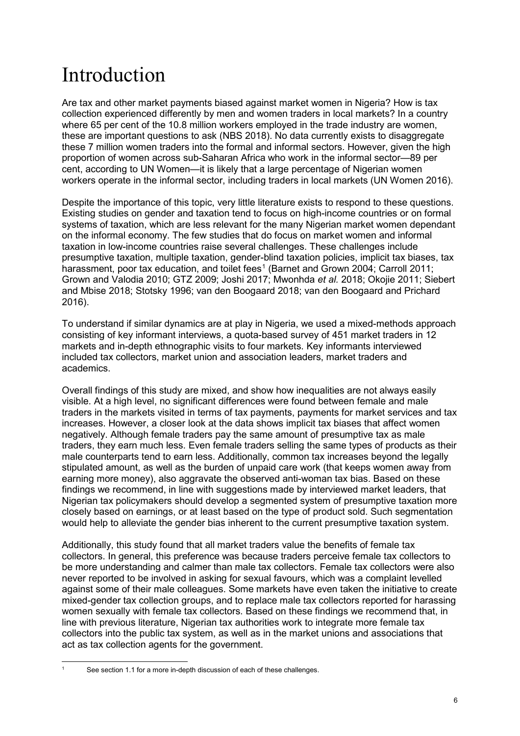# Introduction

Are tax and other market payments biased against market women in Nigeria? How is tax collection experienced differently by men and women traders in local markets? In a country where 65 per cent of the 10.8 million workers employed in the trade industry are women, these are important questions to ask (NBS 2018). No data currently exists to disaggregate these 7 million women traders into the formal and informal sectors. However, given the high proportion of women across sub-Saharan Africa who work in the informal sector—89 per cent, according to UN Women—it is likely that a large percentage of Nigerian women workers operate in the informal sector, including traders in local markets (UN Women 2016).

Despite the importance of this topic, very little literature exists to respond to these questions. Existing studies on gender and taxation tend to focus on high-income countries or on formal systems of taxation, which are less relevant for the many Nigerian market women dependant on the informal economy. The few studies that do focus on market women and informal taxation in low-income countries raise several challenges. These challenges include presumptive taxation, multiple taxation, gender-blind taxation policies, implicit tax biases, tax harassment, poor tax education, and toilet fees[1] (Barnet and Grown 2004; Carroll 2011; Grown and Valodia 2010; GTZ 2009; Joshi 2017; Mwonhda *et al.* 2018; Okojie 2011; Siebert and Mbise 2018; Stotsky 1996; van den Boogaard 2018; van den Boogaard and Prichard 2016).

To understand if similar dynamics are at play in Nigeria, we used a mixed-methods approach consisting of key informant interviews, a quota-based survey of 451 market traders in 12 markets and in-depth ethnographic visits to four markets. Key informants interviewed included tax collectors, market union and association leaders, market traders and academics.

Overall findings of this study are mixed, and show how inequalities are not always easily visible. At a high level, no significant differences were found between female and male traders in the markets visited in terms of tax payments, payments for market services and tax increases. However, a closer look at the data shows implicit tax biases that affect women negatively. Although female traders pay the same amount of presumptive tax as male traders, they earn much less. Even female traders selling the same types of products as their male counterparts tend to earn less. Additionally, common tax increases beyond the legally stipulated amount, as well as the burden of unpaid care work (that keeps women away from earning more money), also aggravate the observed anti-woman tax bias. Based on these findings we recommend, in line with suggestions made by interviewed market leaders, that Nigerian tax policymakers should develop a segmented system of presumptive taxation more closely based on earnings, or at least based on the type of product sold. Such segmentation would help to alleviate the gender bias inherent to the current presumptive taxation system.

Additionally, this study found that all market traders value the benefits of female tax collectors. In general, this preference was because traders perceive female tax collectors to be more understanding and calmer than male tax collectors. Female tax collectors were also never reported to be involved in asking for sexual favours, which was a complaint levelled against some of their male colleagues. Some markets have even taken the initiative to create mixed-gender tax collection groups, and to replace male tax collectors reported for harassing women sexually with female tax collectors. Based on these findings we recommend that, in line with previous literature, Nigerian tax authorities work to integrate more female tax collectors into the public tax system, as well as in the market unions and associations that act as tax collection agents for the government.

[1] See section 1.1 for a more in-depth discussion of each of these challenges.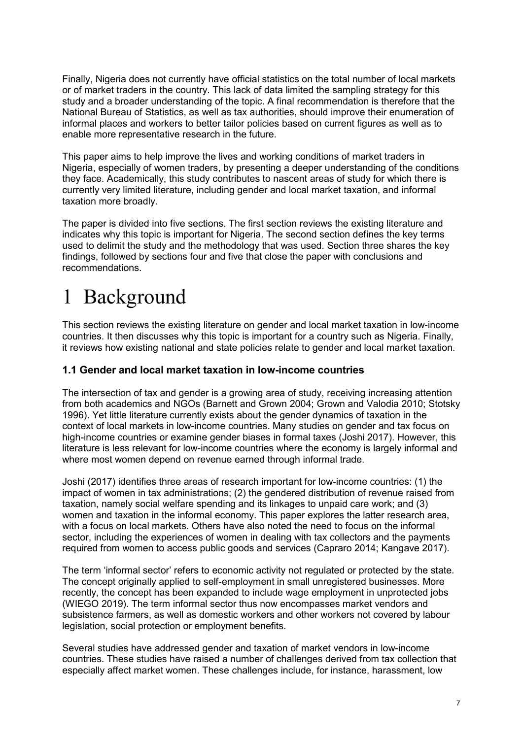Finally, Nigeria does not currently have official statistics on the total number of local markets or of market traders in the country. This lack of data limited the sampling strategy for this study and a broader understanding of the topic. A final recommendation is therefore that the National Bureau of Statistics, as well as tax authorities, should improve their enumeration of informal places and workers to better tailor policies based on current figures as well as to enable more representative research in the future.

This paper aims to help improve the lives and working conditions of market traders in Nigeria, especially of women traders, by presenting a deeper understanding of the conditions they face. Academically, this study contributes to nascent areas of study for which there is currently very limited literature, including gender and local market taxation, and informal taxation more broadly.

The paper is divided into five sections. The first section reviews the existing literature and indicates why this topic is important for Nigeria. The second section defines the key terms used to delimit the study and the methodology that was used. Section three shares the key findings, followed by sections four and five that close the paper with conclusions and recommendations.

# 1 Background

This section reviews the existing literature on gender and local market taxation in low-income countries. It then discusses why this topic is important for a country such as Nigeria. Finally, it reviews how existing national and state policies relate to gender and local market taxation.

### 1.1 Gender and local market taxation in low-income countries

The intersection of tax and gender is a growing area of study, receiving increasing attention from both academics and NGOs (Barnett and Grown 2004; Grown and Valodia 2010; Stotsky 1996). Yet little literature currently exists about the gender dynamics of taxation in the context of local markets in low-income countries. Many studies on gender and tax focus on high-income countries or examine gender biases in formal taxes (Joshi 2017). However, this literature is less relevant for low-income countries where the economy is largely informal and where most women depend on revenue earned through informal trade.

Joshi (2017) identifies three areas of research important for low-income countries: (1) the impact of women in tax administrations; (2) the gendered distribution of revenue raised from taxation, namely social welfare spending and its linkages to unpaid care work; and (3) women and taxation in the informal economy. This paper explores the latter research area, with a focus on local markets. Others have also noted the need to focus on the informal sector, including the experiences of women in dealing with tax collectors and the payments required from women to access public goods and services (Capraro 2014; Kangave 2017).

The term 'informal sector' refers to economic activity not regulated or protected by the state. The concept originally applied to self-employment in small unregistered businesses. More recently, the concept has been expanded to include wage employment in unprotected jobs (WIEGO 2019). The term informal sector thus now encompasses market vendors and subsistence farmers, as well as domestic workers and other workers not covered by labour legislation, social protection or employment benefits.

Several studies have addressed gender and taxation of market vendors in low-income countries. These studies have raised a number of challenges derived from tax collection that especially affect market women. These challenges include, for instance, harassment, low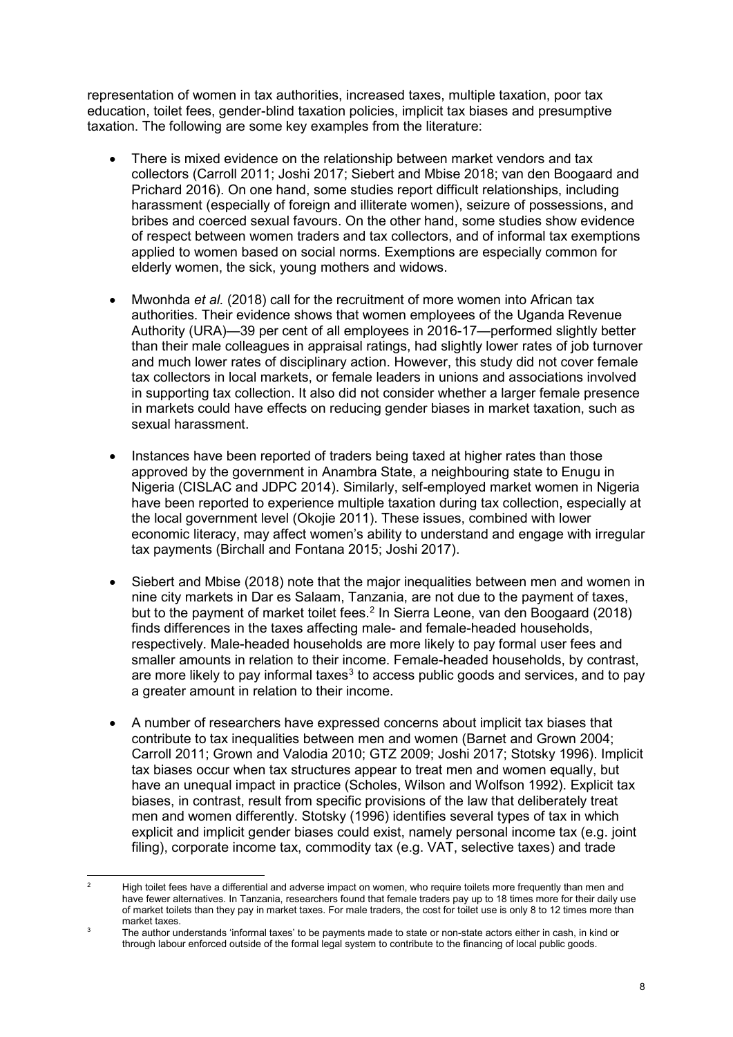representation of women in tax authorities, increased taxes, multiple taxation, poor tax education, toilet fees, gender-blind taxation policies, implicit tax biases and presumptive taxation. The following are some key examples from the literature:

- There is mixed evidence on the relationship between market vendors and tax collectors (Carroll 2011; Joshi 2017; Siebert and Mbise 2018; van den Boogaard and Prichard 2016). On one hand, some studies report difficult relationships, including harassment (especially of foreign and illiterate women), seizure of possessions, and bribes and coerced sexual favours. On the other hand, some studies show evidence of respect between women traders and tax collectors, and of informal tax exemptions applied to women based on social norms. Exemptions are especially common for elderly women, the sick, young mothers and widows.

- Mwonhda *et al.* (2018) call for the recruitment of more women into African tax authorities. Their evidence shows that women employees of the Uganda Revenue Authority (URA)—39 per cent of all employees in 2016-17—performed slightly better than their male colleagues in appraisal ratings, had slightly lower rates of job turnover and much lower rates of disciplinary action. However, this study did not cover female tax collectors in local markets, or female leaders in unions and associations involved in supporting tax collection. It also did not consider whether a larger female presence in markets could have effects on reducing gender biases in market taxation, such as sexual harassment.

- Instances have been reported of traders being taxed at higher rates than those approved by the government in Anambra State, a neighbouring state to Enugu in Nigeria (CISLAC and JDPC 2014). Similarly, self-employed market women in Nigeria have been reported to experience multiple taxation during tax collection, especially at the local government level (Okojie 2011). These issues, combined with lower economic literacy, may affect women's ability to understand and engage with irregular tax payments (Birchall and Fontana 2015; Joshi 2017).

- Siebert and Mbise (2018) note that the major inequalities between men and women in nine city markets in Dar es Salaam, Tanzania, are not due to the payment of taxes, but to the payment of market toilet fees.[2] In Sierra Leone, van den Boogaard (2018) finds differences in the taxes affecting male- and female-headed households, respectively. Male-headed households are more likely to pay formal user fees and smaller amounts in relation to their income. Female-headed households, by contrast, are more likely to pay informal taxes[3] to access public goods and services, and to pay a greater amount in relation to their income.

- A number of researchers have expressed concerns about implicit tax biases that contribute to tax inequalities between men and women (Barnet and Grown 2004; Carroll 2011; Grown and Valodia 2010; GTZ 2009; Joshi 2017; Stotsky 1996). Implicit tax biases occur when tax structures appear to treat men and women equally, but have an unequal impact in practice (Scholes, Wilson and Wolfson 1992). Explicit tax biases, in contrast, result from specific provisions of the law that deliberately treat men and women differently. Stotsky (1996) identifies several types of tax in which explicit and implicit gender biases could exist, namely personal income tax (e.g. joint filing), corporate income tax, commodity tax (e.g. VAT, selective taxes) and trade

---

[2] High toilet fees have a differential and adverse impact on women, who require toilets more frequently than men and have fewer alternatives. In Tanzania, researchers found that female traders pay up to 18 times more for their daily use of market toilets than they pay in market taxes. For male traders, the cost for toilet use is only 8 to 12 times more than market taxes.

[3] The author understands 'informal taxes' to be payments made to state or non-state actors either in cash, in kind or through labour enforced outside of the formal legal system to contribute to the financing of local public goods.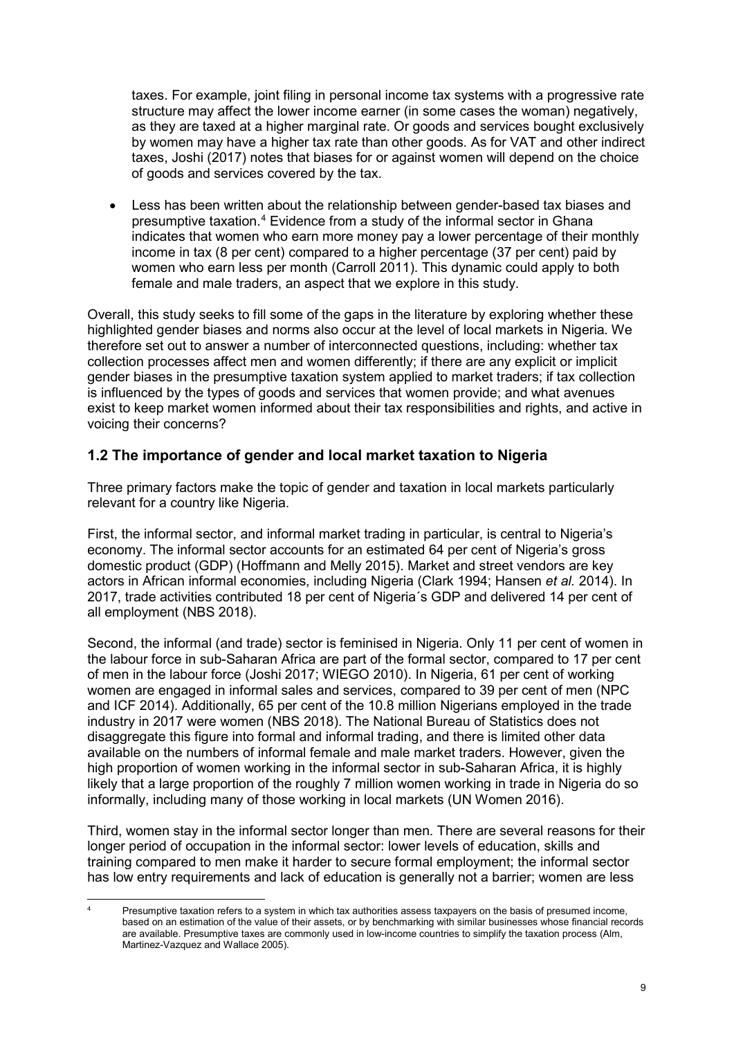taxes. For example, joint filing in personal income tax systems with a progressive rate structure may affect the lower income earner (in some cases the woman) negatively, as they are taxed at a higher marginal rate. Or goods and services bought exclusively by women may have a higher tax rate than other goods. As for VAT and other indirect taxes, Joshi (2017) notes that biases for or against women will depend on the choice of goods and services covered by the tax.

- Less has been written about the relationship between gender-based tax biases and presumptive taxation.[4] Evidence from a study of the informal sector in Ghana indicates that women who earn more money pay a lower percentage of their monthly income in tax (8 per cent) compared to a higher percentage (37 per cent) paid by women who earn less per month (Carroll 2011). This dynamic could apply to both female and male traders, an aspect that we explore in this study.

Overall, this study seeks to fill some of the gaps in the literature by exploring whether these highlighted gender biases and norms also occur at the level of local markets in Nigeria. We therefore set out to answer a number of interconnected questions, including: whether tax collection processes affect men and women differently; if there are any explicit or implicit gender biases in the presumptive taxation system applied to market traders; if tax collection is influenced by the types of goods and services that women provide; and what avenues exist to keep market women informed about their tax responsibilities and rights, and active in voicing their concerns?

## 1.2 The importance of gender and local market taxation to Nigeria

Three primary factors make the topic of gender and taxation in local markets particularly relevant for a country like Nigeria.

First, the informal sector, and informal market trading in particular, is central to Nigeria's economy. The informal sector accounts for an estimated 64 per cent of Nigeria's gross domestic product (GDP) (Hoffmann and Melly 2015). Market and street vendors are key actors in African informal economies, including Nigeria (Clark 1994; Hansen *et al.* 2014). In 2017, trade activities contributed 18 per cent of Nigeria´s GDP and delivered 14 per cent of all employment (NBS 2018).

Second, the informal (and trade) sector is feminised in Nigeria. Only 11 per cent of women in the labour force in sub-Saharan Africa are part of the formal sector, compared to 17 per cent of men in the labour force (Joshi 2017; WIEGO 2010). In Nigeria, 61 per cent of working women are engaged in informal sales and services, compared to 39 per cent of men (NPC and ICF 2014). Additionally, 65 per cent of the 10.8 million Nigerians employed in the trade industry in 2017 were women (NBS 2018). The National Bureau of Statistics does not disaggregate this figure into formal and informal trading, and there is limited other data available on the numbers of informal female and male market traders. However, given the high proportion of women working in the informal sector in sub-Saharan Africa, it is highly likely that a large proportion of the roughly 7 million women working in trade in Nigeria do so informally, including many of those working in local markets (UN Women 2016).

Third, women stay in the informal sector longer than men. There are several reasons for their longer period of occupation in the informal sector: lower levels of education, skills and training compared to men make it harder to secure formal employment; the informal sector has low entry requirements and lack of education is generally not a barrier; women are less

[4] Presumptive taxation refers to a system in which tax authorities assess taxpayers on the basis of presumed income, based on an estimation of the value of their assets, or by benchmarking with similar businesses whose financial records are available. Presumptive taxes are commonly used in low-income countries to simplify the taxation process (Alm, Martinez-Vazquez and Wallace 2005).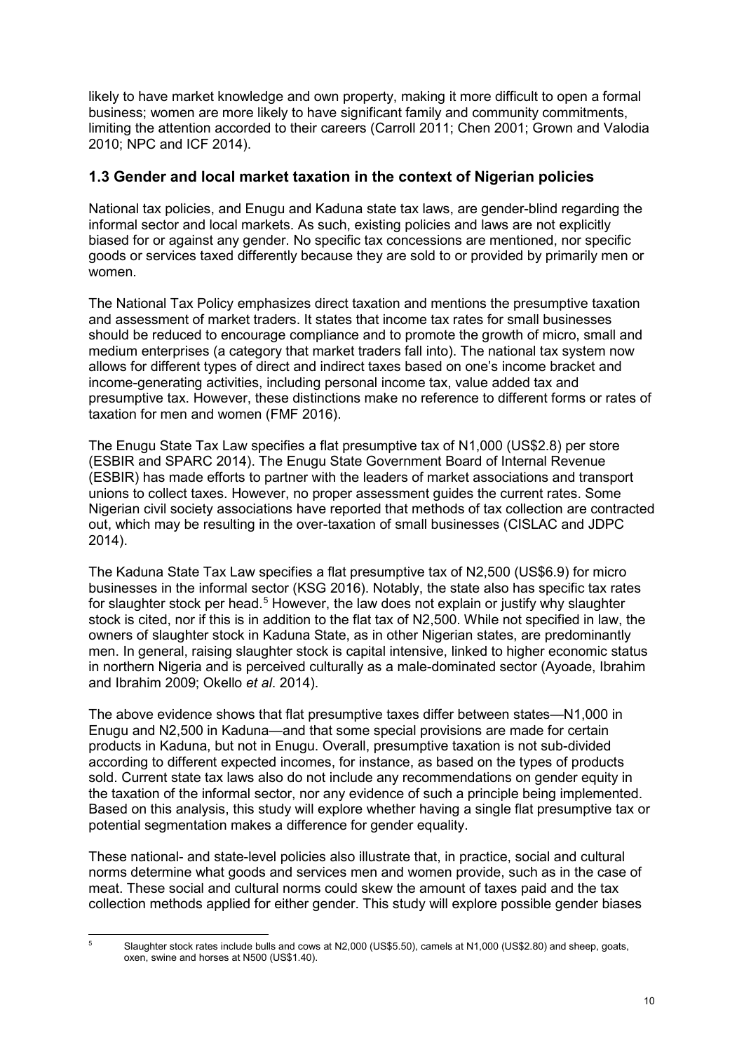likely to have market knowledge and own property, making it more difficult to open a formal business; women are more likely to have significant family and community commitments, limiting the attention accorded to their careers (Carroll 2011; Chen 2001; Grown and Valodia 2010; NPC and ICF 2014).

### 1.3 Gender and local market taxation in the context of Nigerian policies

National tax policies, and Enugu and Kaduna state tax laws, are gender-blind regarding the informal sector and local markets. As such, existing policies and laws are not explicitly biased for or against any gender. No specific tax concessions are mentioned, nor specific goods or services taxed differently because they are sold to or provided by primarily men or women.

The National Tax Policy emphasizes direct taxation and mentions the presumptive taxation and assessment of market traders. It states that income tax rates for small businesses should be reduced to encourage compliance and to promote the growth of micro, small and medium enterprises (a category that market traders fall into). The national tax system now allows for different types of direct and indirect taxes based on one's income bracket and income-generating activities, including personal income tax, value added tax and presumptive tax. However, these distinctions make no reference to different forms or rates of taxation for men and women (FMF 2016).

The Enugu State Tax Law specifies a flat presumptive tax of N1,000 (US$2.8) per store (ESBIR and SPARC 2014). The Enugu State Government Board of Internal Revenue (ESBIR) has made efforts to partner with the leaders of market associations and transport unions to collect taxes. However, no proper assessment guides the current rates. Some Nigerian civil society associations have reported that methods of tax collection are contracted out, which may be resulting in the over-taxation of small businesses (CISLAC and JDPC 2014).

The Kaduna State Tax Law specifies a flat presumptive tax of N2,500 (US$6.9) for micro businesses in the informal sector (KSG 2016). Notably, the state also has specific tax rates for slaughter stock per head.[5] However, the law does not explain or justify why slaughter stock is cited, nor if this is in addition to the flat tax of N2,500. While not specified in law, the owners of slaughter stock in Kaduna State, as in other Nigerian states, are predominantly men. In general, raising slaughter stock is capital intensive, linked to higher economic status in northern Nigeria and is perceived culturally as a male-dominated sector (Ayoade, Ibrahim and Ibrahim 2009; Okello *et al*. 2014).

The above evidence shows that flat presumptive taxes differ between states—N1,000 in Enugu and N2,500 in Kaduna—and that some special provisions are made for certain products in Kaduna, but not in Enugu. Overall, presumptive taxation is not sub-divided according to different expected incomes, for instance, as based on the types of products sold. Current state tax laws also do not include any recommendations on gender equity in the taxation of the informal sector, nor any evidence of such a principle being implemented. Based on this analysis, this study will explore whether having a single flat presumptive tax or potential segmentation makes a difference for gender equality.

These national- and state-level policies also illustrate that, in practice, social and cultural norms determine what goods and services men and women provide, such as in the case of meat. These social and cultural norms could skew the amount of taxes paid and the tax collection methods applied for either gender. This study will explore possible gender biases

[5] Slaughter stock rates include bulls and cows at N2,000 (US$5.50), camels at N1,000 (US$2.80) and sheep, goats, oxen, swine and horses at N500 (US$1.40).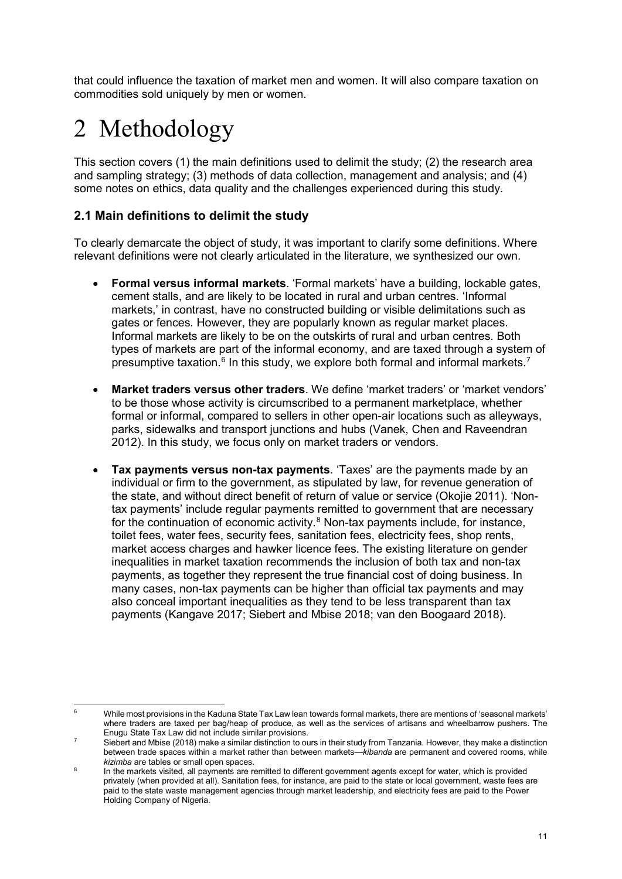that could influence the taxation of market men and women. It will also compare taxation on commodities sold uniquely by men or women.

# 2 Methodology

This section covers (1) the main definitions used to delimit the study; (2) the research area and sampling strategy; (3) methods of data collection, management and analysis; and (4) some notes on ethics, data quality and the challenges experienced during this study.

## 2.1 Main definitions to delimit the study

To clearly demarcate the object of study, it was important to clarify some definitions. Where relevant definitions were not clearly articulated in the literature, we synthesized our own.

- **Formal versus informal markets**. 'Formal markets' have a building, lockable gates, cement stalls, and are likely to be located in rural and urban centres. 'Informal markets,' in contrast, have no constructed building or visible delimitations such as gates or fences. However, they are popularly known as regular market places. Informal markets are likely to be on the outskirts of rural and urban centres. Both types of markets are part of the informal economy, and are taxed through a system of presumptive taxation.[6] In this study, we explore both formal and informal markets.[7]

- **Market traders versus other traders**. We define 'market traders' or 'market vendors' to be those whose activity is circumscribed to a permanent marketplace, whether formal or informal, compared to sellers in other open-air locations such as alleyways, parks, sidewalks and transport junctions and hubs (Vanek, Chen and Raveendran 2012). In this study, we focus only on market traders or vendors.

- **Tax payments versus non-tax payments**. 'Taxes' are the payments made by an individual or firm to the government, as stipulated by law, for revenue generation of the state, and without direct benefit of return of value or service (Okojie 2011). 'Non-tax payments' include regular payments remitted to government that are necessary for the continuation of economic activity.[8] Non-tax payments include, for instance, toilet fees, water fees, security fees, sanitation fees, electricity fees, shop rents, market access charges and hawker licence fees. The existing literature on gender inequalities in market taxation recommends the inclusion of both tax and non-tax payments, as together they represent the true financial cost of doing business. In many cases, non-tax payments can be higher than official tax payments and may also conceal important inequalities as they tend to be less transparent than tax payments (Kangave 2017; Siebert and Mbise 2018; van den Boogaard 2018).

---

[6] While most provisions in the Kaduna State Tax Law lean towards formal markets, there are mentions of 'seasonal markets' where traders are taxed per bag/heap of produce, as well as the services of artisans and wheelbarrow pushers. The Enugu State Tax Law did not include similar provisions.

[7] Siebert and Mbise (2018) make a similar distinction to ours in their study from Tanzania. However, they make a distinction between trade spaces within a market rather than between markets—*kibanda* are permanent and covered rooms, while *kizimba* are tables or small open spaces.

[8] In the markets visited, all payments are remitted to different government agents except for water, which is provided privately (when provided at all). Sanitation fees, for instance, are paid to the state or local government, waste fees are paid to the state waste management agencies through market leadership, and electricity fees are paid to the Power Holding Company of Nigeria.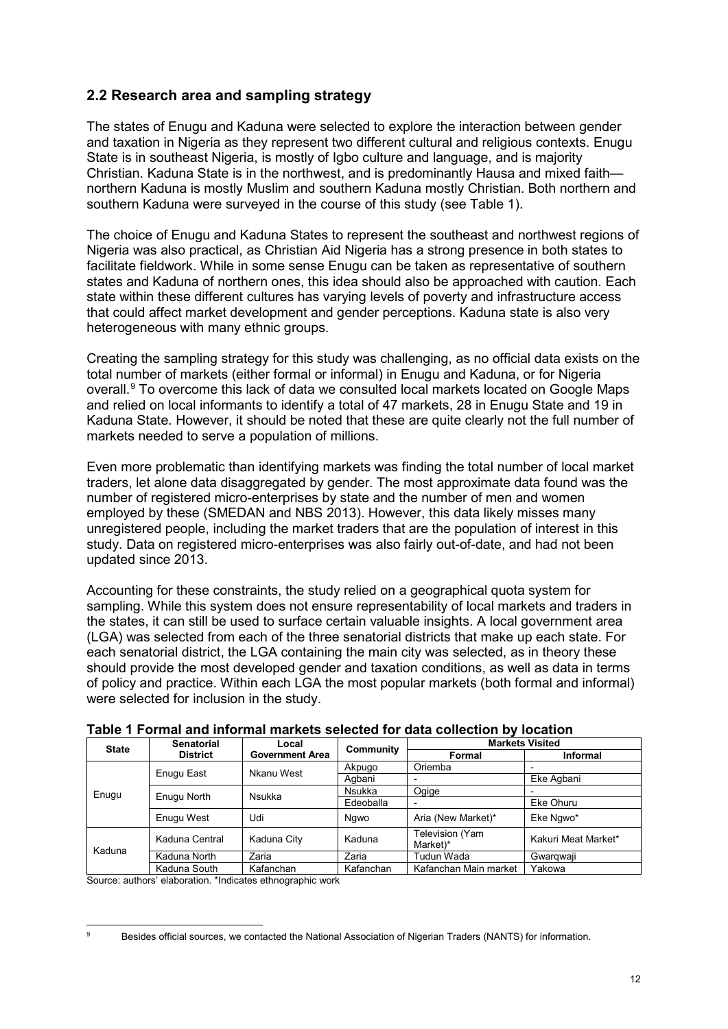## 2.2 Research area and sampling strategy

The states of Enugu and Kaduna were selected to explore the interaction between gender and taxation in Nigeria as they represent two different cultural and religious contexts. Enugu State is in southeast Nigeria, is mostly of Igbo culture and language, and is majority Christian. Kaduna State is in the northwest, and is predominantly Hausa and mixed faith—northern Kaduna is mostly Muslim and southern Kaduna mostly Christian. Both northern and southern Kaduna were surveyed in the course of this study (see Table 1).

The choice of Enugu and Kaduna States to represent the southeast and northwest regions of Nigeria was also practical, as Christian Aid Nigeria has a strong presence in both states to facilitate fieldwork. While in some sense Enugu can be taken as representative of southern states and Kaduna of northern ones, this idea should also be approached with caution. Each state within these different cultures has varying levels of poverty and infrastructure access that could affect market development and gender perceptions. Kaduna state is also very heterogeneous with many ethnic groups.

Creating the sampling strategy for this study was challenging, as no official data exists on the total number of markets (either formal or informal) in Enugu and Kaduna, or for Nigeria overall.[9] To overcome this lack of data we consulted local markets located on Google Maps and relied on local informants to identify a total of 47 markets, 28 in Enugu State and 19 in Kaduna State. However, it should be noted that these are quite clearly not the full number of markets needed to serve a population of millions.

Even more problematic than identifying markets was finding the total number of local market traders, let alone data disaggregated by gender. The most approximate data found was the number of registered micro-enterprises by state and the number of men and women employed by these (SMEDAN and NBS 2013). However, this data likely misses many unregistered people, including the market traders that are the population of interest in this study. Data on registered micro-enterprises was also fairly out-of-date, and had not been updated since 2013.

Accounting for these constraints, the study relied on a geographical quota system for sampling. While this system does not ensure representability of local markets and traders in the states, it can still be used to surface certain valuable insights. A local government area (LGA) was selected from each of the three senatorial districts that make up each state. For each senatorial district, the LGA containing the main city was selected, as in theory these should provide the most developed gender and taxation conditions, as well as data in terms of policy and practice. Within each LGA the most popular markets (both formal and informal) were selected for inclusion in the study.

**Table 1 Formal and informal markets selected for data collection by location**

| State | Senatorial District | Local Government Area | Community | Markets Visited | |
|---|---|---|---|---|---|
| | | | | Formal | Informal |
| Enugu | Enugu East | Nkanu West | Akpugo | Oriemba | - |
| | | | Agbani | - | Eke Agbani |
| | Enugu North | Nsukka | Nsukka | Ogige | - |
| | | | Edeoballa | - | Eke Ohuru |
| | Enugu West | Udi | Ngwo | Aria (New Market)* | Eke Ngwo* |
| Kaduna | Kaduna Central | Kaduna City | Kaduna | Television (Yam Market)* | Kakuri Meat Market* |
| | Kaduna North | Zaria | Zaria | Tudun Wada | Gwarqwaji |
| | Kaduna South | Kafanchan | Kafanchan | Kafanchan Main market | Yakowa |

Source: authors' elaboration. *Indicates ethnographic work

---

[9] Besides official sources, we contacted the National Association of Nigerian Traders (NANTS) for information.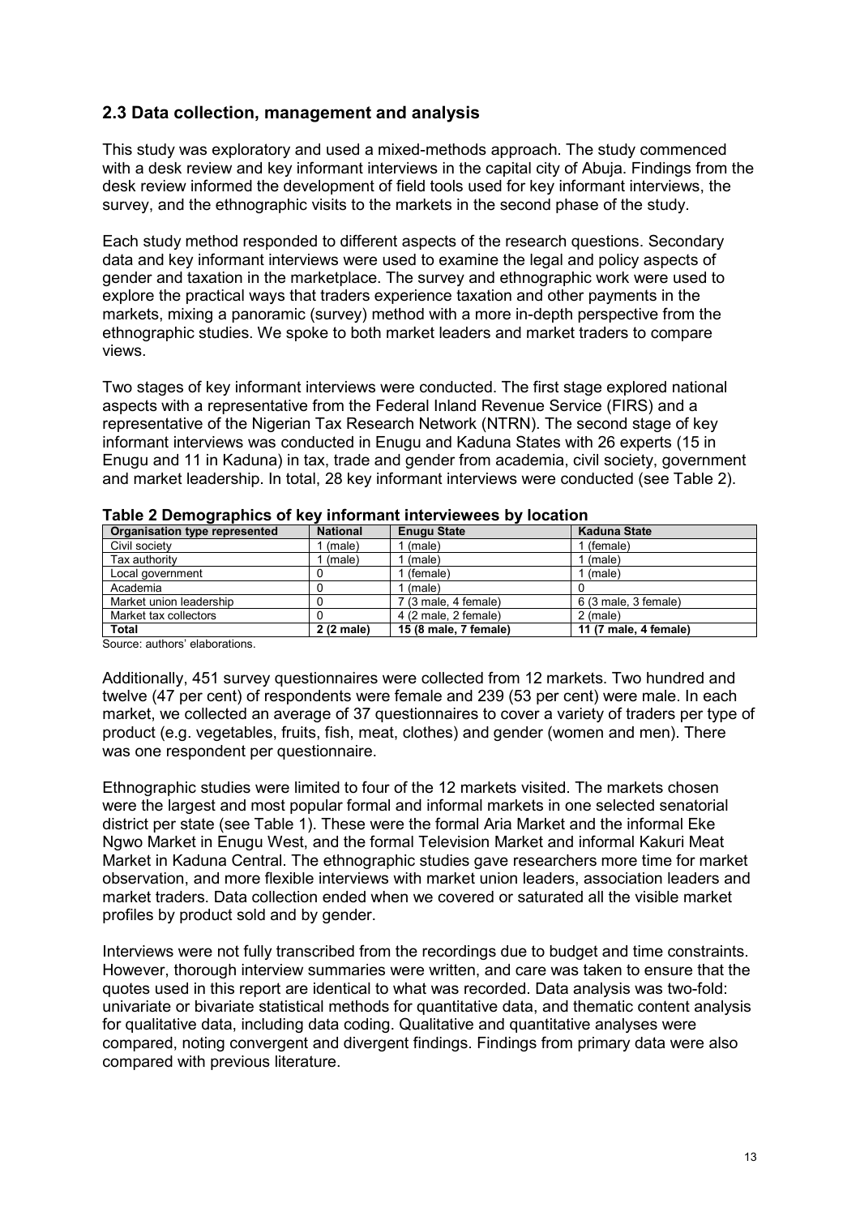## 2.3 Data collection, management and analysis

This study was exploratory and used a mixed-methods approach. The study commenced with a desk review and key informant interviews in the capital city of Abuja. Findings from the desk review informed the development of field tools used for key informant interviews, the survey, and the ethnographic visits to the markets in the second phase of the study.

Each study method responded to different aspects of the research questions. Secondary data and key informant interviews were used to examine the legal and policy aspects of gender and taxation in the marketplace. The survey and ethnographic work were used to explore the practical ways that traders experience taxation and other payments in the markets, mixing a panoramic (survey) method with a more in-depth perspective from the ethnographic studies. We spoke to both market leaders and market traders to compare views.

Two stages of key informant interviews were conducted. The first stage explored national aspects with a representative from the Federal Inland Revenue Service (FIRS) and a representative of the Nigerian Tax Research Network (NTRN). The second stage of key informant interviews was conducted in Enugu and Kaduna States with 26 experts (15 in Enugu and 11 in Kaduna) in tax, trade and gender from academia, civil society, government and market leadership. In total, 28 key informant interviews were conducted (see Table 2).

**Table 2 Demographics of key informant interviewees by location**

| Organisation type represented | National | Enugu State | Kaduna State |
|---|---|---|---|
| Civil society | 1 (male) | 1 (male) | 1 (female) |
| Tax authority | 1 (male) | 1 (male) | 1 (male) |
| Local government | 0 | 1 (female) | 1 (male) |
| Academia | 0 | 1 (male) | 0 |
| Market union leadership | 0 | 7 (3 male, 4 female) | 6 (3 male, 3 female) |
| Market tax collectors | 0 | 4 (2 male, 2 female) | 2 (male) |
| **Total** | **2 (2 male)** | **15 (8 male, 7 female)** | **11 (7 male, 4 female)** |

Source: authors' elaborations.

Additionally, 451 survey questionnaires were collected from 12 markets. Two hundred and twelve (47 per cent) of respondents were female and 239 (53 per cent) were male. In each market, we collected an average of 37 questionnaires to cover a variety of traders per type of product (e.g. vegetables, fruits, fish, meat, clothes) and gender (women and men). There was one respondent per questionnaire.

Ethnographic studies were limited to four of the 12 markets visited. The markets chosen were the largest and most popular formal and informal markets in one selected senatorial district per state (see Table 1). These were the formal Aria Market and the informal Eke Ngwo Market in Enugu West, and the formal Television Market and informal Kakuri Meat Market in Kaduna Central. The ethnographic studies gave researchers more time for market observation, and more flexible interviews with market union leaders, association leaders and market traders. Data collection ended when we covered or saturated all the visible market profiles by product sold and by gender.

Interviews were not fully transcribed from the recordings due to budget and time constraints. However, thorough interview summaries were written, and care was taken to ensure that the quotes used in this report are identical to what was recorded. Data analysis was two-fold: univariate or bivariate statistical methods for quantitative data, and thematic content analysis for qualitative data, including data coding. Qualitative and quantitative analyses were compared, noting convergent and divergent findings. Findings from primary data were also compared with previous literature.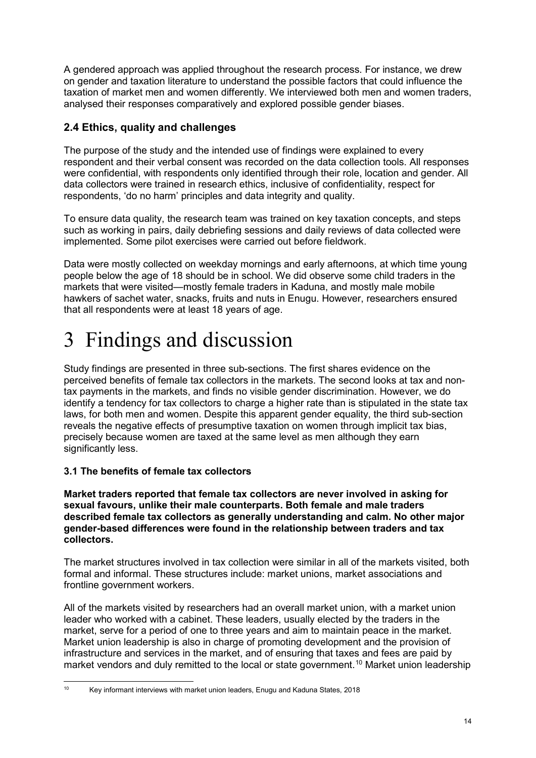A gendered approach was applied throughout the research process. For instance, we drew on gender and taxation literature to understand the possible factors that could influence the taxation of market men and women differently. We interviewed both men and women traders, analysed their responses comparatively and explored possible gender biases.

### 2.4 Ethics, quality and challenges

The purpose of the study and the intended use of findings were explained to every respondent and their verbal consent was recorded on the data collection tools. All responses were confidential, with respondents only identified through their role, location and gender. All data collectors were trained in research ethics, inclusive of confidentiality, respect for respondents, 'do no harm' principles and data integrity and quality.

To ensure data quality, the research team was trained on key taxation concepts, and steps such as working in pairs, daily debriefing sessions and daily reviews of data collected were implemented. Some pilot exercises were carried out before fieldwork.

Data were mostly collected on weekday mornings and early afternoons, at which time young people below the age of 18 should be in school. We did observe some child traders in the markets that were visited—mostly female traders in Kaduna, and mostly male mobile hawkers of sachet water, snacks, fruits and nuts in Enugu. However, researchers ensured that all respondents were at least 18 years of age.

# 3 Findings and discussion

Study findings are presented in three sub-sections. The first shares evidence on the perceived benefits of female tax collectors in the markets. The second looks at tax and non-tax payments in the markets, and finds no visible gender discrimination. However, we do identify a tendency for tax collectors to charge a higher rate than is stipulated in the state tax laws, for both men and women. Despite this apparent gender equality, the third sub-section reveals the negative effects of presumptive taxation on women through implicit tax bias, precisely because women are taxed at the same level as men although they earn significantly less.

### 3.1 The benefits of female tax collectors

**Market traders reported that female tax collectors are never involved in asking for sexual favours, unlike their male counterparts. Both female and male traders described female tax collectors as generally understanding and calm. No other major gender-based differences were found in the relationship between traders and tax collectors.**

The market structures involved in tax collection were similar in all of the markets visited, both formal and informal. These structures include: market unions, market associations and frontline government workers.

All of the markets visited by researchers had an overall market union, with a market union leader who worked with a cabinet. These leaders, usually elected by the traders in the market, serve for a period of one to three years and aim to maintain peace in the market. Market union leadership is also in charge of promoting development and the provision of infrastructure and services in the market, and of ensuring that taxes and fees are paid by market vendors and duly remitted to the local or state government.[10] Market union leadership

[10] Key informant interviews with market union leaders, Enugu and Kaduna States, 2018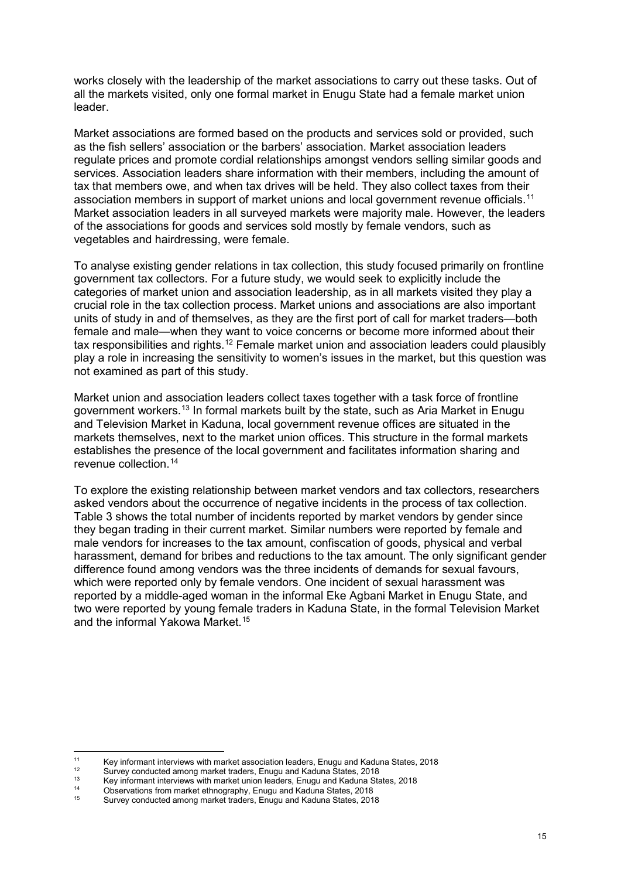works closely with the leadership of the market associations to carry out these tasks. Out of all the markets visited, only one formal market in Enugu State had a female market union leader.

Market associations are formed based on the products and services sold or provided, such as the fish sellers' association or the barbers' association. Market association leaders regulate prices and promote cordial relationships amongst vendors selling similar goods and services. Association leaders share information with their members, including the amount of tax that members owe, and when tax drives will be held. They also collect taxes from their association members in support of market unions and local government revenue officials.[11] Market association leaders in all surveyed markets were majority male. However, the leaders of the associations for goods and services sold mostly by female vendors, such as vegetables and hairdressing, were female.

To analyse existing gender relations in tax collection, this study focused primarily on frontline government tax collectors. For a future study, we would seek to explicitly include the categories of market union and association leadership, as in all markets visited they play a crucial role in the tax collection process. Market unions and associations are also important units of study in and of themselves, as they are the first port of call for market traders—both female and male—when they want to voice concerns or become more informed about their tax responsibilities and rights.[12] Female market union and association leaders could plausibly play a role in increasing the sensitivity to women's issues in the market, but this question was not examined as part of this study.

Market union and association leaders collect taxes together with a task force of frontline government workers.[13] In formal markets built by the state, such as Aria Market in Enugu and Television Market in Kaduna, local government revenue offices are situated in the markets themselves, next to the market union offices. This structure in the formal markets establishes the presence of the local government and facilitates information sharing and revenue collection.[14]

To explore the existing relationship between market vendors and tax collectors, researchers asked vendors about the occurrence of negative incidents in the process of tax collection. Table 3 shows the total number of incidents reported by market vendors by gender since they began trading in their current market. Similar numbers were reported by female and male vendors for increases to the tax amount, confiscation of goods, physical and verbal harassment, demand for bribes and reductions to the tax amount. The only significant gender difference found among vendors was the three incidents of demands for sexual favours, which were reported only by female vendors. One incident of sexual harassment was reported by a middle-aged woman in the informal Eke Agbani Market in Enugu State, and two were reported by young female traders in Kaduna State, in the formal Television Market and the informal Yakowa Market.[15]

---

[11] Key informant interviews with market association leaders, Enugu and Kaduna States, 2018

[12] Survey conducted among market traders, Enugu and Kaduna States, 2018

[13] Key informant interviews with market union leaders, Enugu and Kaduna States, 2018

[14] Observations from market ethnography, Enugu and Kaduna States, 2018

[15] Survey conducted among market traders, Enugu and Kaduna States, 2018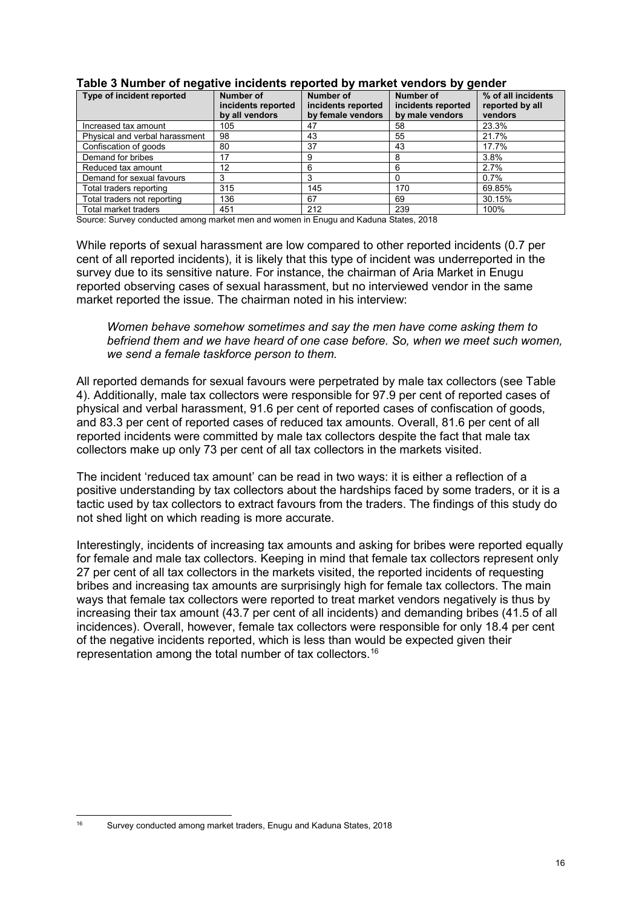**Table 3 Number of negative incidents reported by market vendors by gender**

| Type of incident reported | Number of incidents reported by all vendors | Number of incidents reported by female vendors | Number of incidents reported by male vendors | % of all incidents reported by all vendors |
|---|---|---|---|---|
| Increased tax amount | 105 | 47 | 58 | 23.3% |
| Physical and verbal harassment | 98 | 43 | 55 | 21.7% |
| Confiscation of goods | 80 | 37 | 43 | 17.7% |
| Demand for bribes | 17 | 9 | 8 | 3.8% |
| Reduced tax amount | 12 | 6 | 6 | 2.7% |
| Demand for sexual favours | 3 | 3 | 0 | 0.7% |
| Total traders reporting | 315 | 145 | 170 | 69.85% |
| Total traders not reporting | 136 | 67 | 69 | 30.15% |
| Total market traders | 451 | 212 | 239 | 100% |

Source: Survey conducted among market men and women in Enugu and Kaduna States, 2018

While reports of sexual harassment are low compared to other reported incidents (0.7 per cent of all reported incidents), it is likely that this type of incident was underreported in the survey due to its sensitive nature. For instance, the chairman of Aria Market in Enugu reported observing cases of sexual harassment, but no interviewed vendor in the same market reported the issue. The chairman noted in his interview:

> *Women behave somehow sometimes and say the men have come asking them to befriend them and we have heard of one case before. So, when we meet such women, we send a female taskforce person to them.*

All reported demands for sexual favours were perpetrated by male tax collectors (see Table 4). Additionally, male tax collectors were responsible for 97.9 per cent of reported cases of physical and verbal harassment, 91.6 per cent of reported cases of confiscation of goods, and 83.3 per cent of reported cases of reduced tax amounts. Overall, 81.6 per cent of all reported incidents were committed by male tax collectors despite the fact that male tax collectors make up only 73 per cent of all tax collectors in the markets visited.

The incident 'reduced tax amount' can be read in two ways: it is either a reflection of a positive understanding by tax collectors about the hardships faced by some traders, or it is a tactic used by tax collectors to extract favours from the traders. The findings of this study do not shed light on which reading is more accurate.

Interestingly, incidents of increasing tax amounts and asking for bribes were reported equally for female and male tax collectors. Keeping in mind that female tax collectors represent only 27 per cent of all tax collectors in the markets visited, the reported incidents of requesting bribes and increasing tax amounts are surprisingly high for female tax collectors. The main ways that female tax collectors were reported to treat market vendors negatively is thus by increasing their tax amount (43.7 per cent of all incidents) and demanding bribes (41.5 of all incidences). Overall, however, female tax collectors were responsible for only 18.4 per cent of the negative incidents reported, which is less than would be expected given their representation among the total number of tax collectors.[16]

[16] Survey conducted among market traders, Enugu and Kaduna States, 2018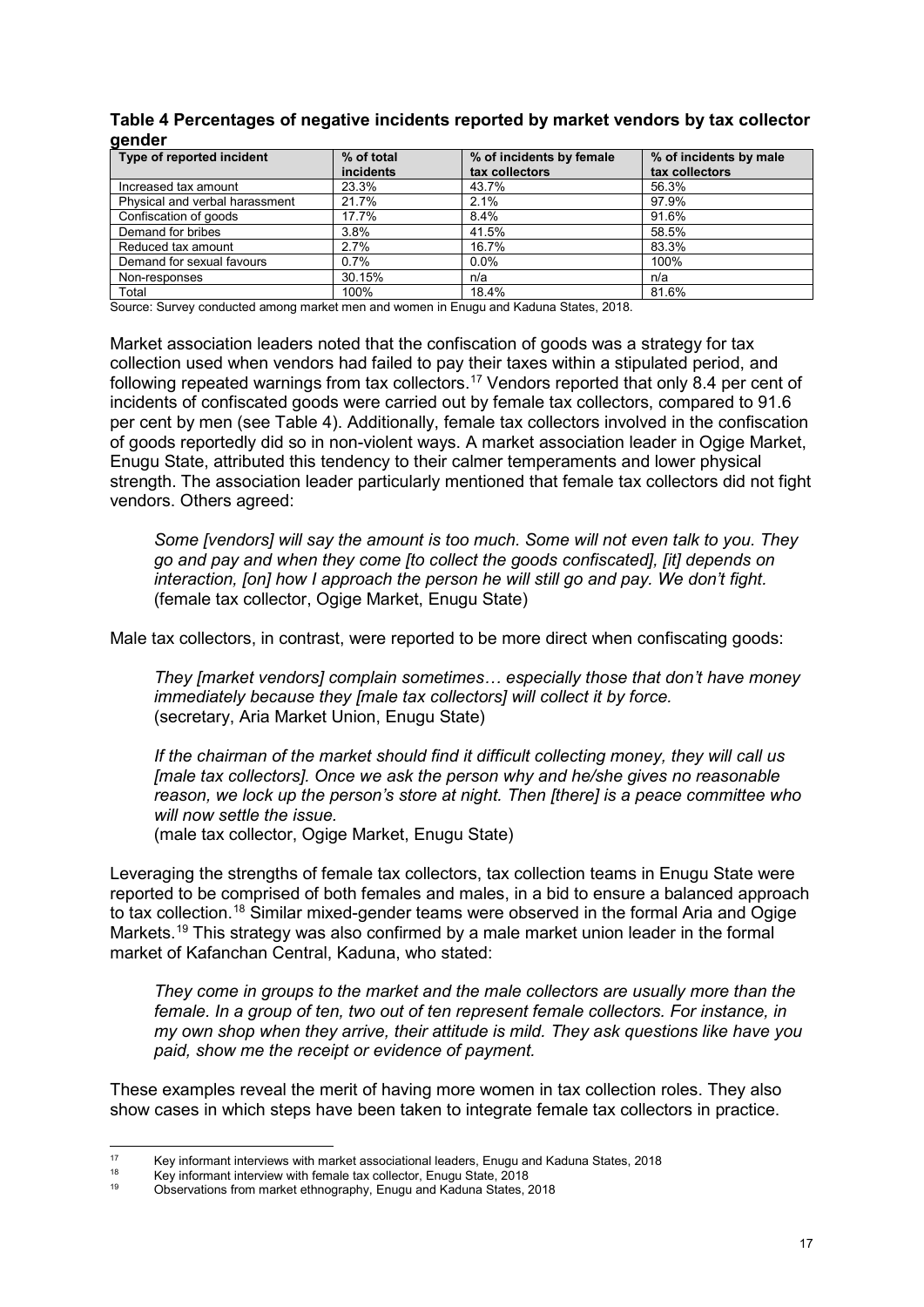**Table 4 Percentages of negative incidents reported by market vendors by tax collector gender**

| Type of reported incident | % of total incidents | % of incidents by female tax collectors | % of incidents by male tax collectors |
|---|---|---|---|
| Increased tax amount | 23.3% | 43.7% | 56.3% |
| Physical and verbal harassment | 21.7% | 2.1% | 97.9% |
| Confiscation of goods | 17.7% | 8.4% | 91.6% |
| Demand for bribes | 3.8% | 41.5% | 58.5% |
| Reduced tax amount | 2.7% | 16.7% | 83.3% |
| Demand for sexual favours | 0.7% | 0.0% | 100% |
| Non-responses | 30.15% | n/a | n/a |
| Total | 100% | 18.4% | 81.6% |

Source: Survey conducted among market men and women in Enugu and Kaduna States, 2018.

Market association leaders noted that the confiscation of goods was a strategy for tax collection used when vendors had failed to pay their taxes within a stipulated period, and following repeated warnings from tax collectors.[17] Vendors reported that only 8.4 per cent of incidents of confiscated goods were carried out by female tax collectors, compared to 91.6 per cent by men (see Table 4). Additionally, female tax collectors involved in the confiscation of goods reportedly did so in non-violent ways. A market association leader in Ogige Market, Enugu State, attributed this tendency to their calmer temperaments and lower physical strength. The association leader particularly mentioned that female tax collectors did not fight vendors. Others agreed:

> *Some [vendors] will say the amount is too much. Some will not even talk to you. They go and pay and when they come [to collect the goods confiscated], [it] depends on interaction, [on] how I approach the person he will still go and pay. We don't fight.* (female tax collector, Ogige Market, Enugu State)

Male tax collectors, in contrast, were reported to be more direct when confiscating goods:

> *They [market vendors] complain sometimes… especially those that don't have money immediately because they [male tax collectors] will collect it by force.* (secretary, Aria Market Union, Enugu State)

> *If the chairman of the market should find it difficult collecting money, they will call us [male tax collectors]. Once we ask the person why and he/she gives no reasonable reason, we lock up the person's store at night. Then [there] is a peace committee who will now settle the issue.*
> (male tax collector, Ogige Market, Enugu State)

Leveraging the strengths of female tax collectors, tax collection teams in Enugu State were reported to be comprised of both females and males, in a bid to ensure a balanced approach to tax collection.[18] Similar mixed-gender teams were observed in the formal Aria and Ogige Markets.[19] This strategy was also confirmed by a male market union leader in the formal market of Kafanchan Central, Kaduna, who stated:

> *They come in groups to the market and the male collectors are usually more than the female. In a group of ten, two out of ten represent female collectors. For instance, in my own shop when they arrive, their attitude is mild. They ask questions like have you paid, show me the receipt or evidence of payment.*

These examples reveal the merit of having more women in tax collection roles. They also show cases in which steps have been taken to integrate female tax collectors in practice.

---

[17] Key informant interviews with market associational leaders, Enugu and Kaduna States, 2018

[18] Key informant interview with female tax collector, Enugu State, 2018

[19] Observations from market ethnography, Enugu and Kaduna States, 2018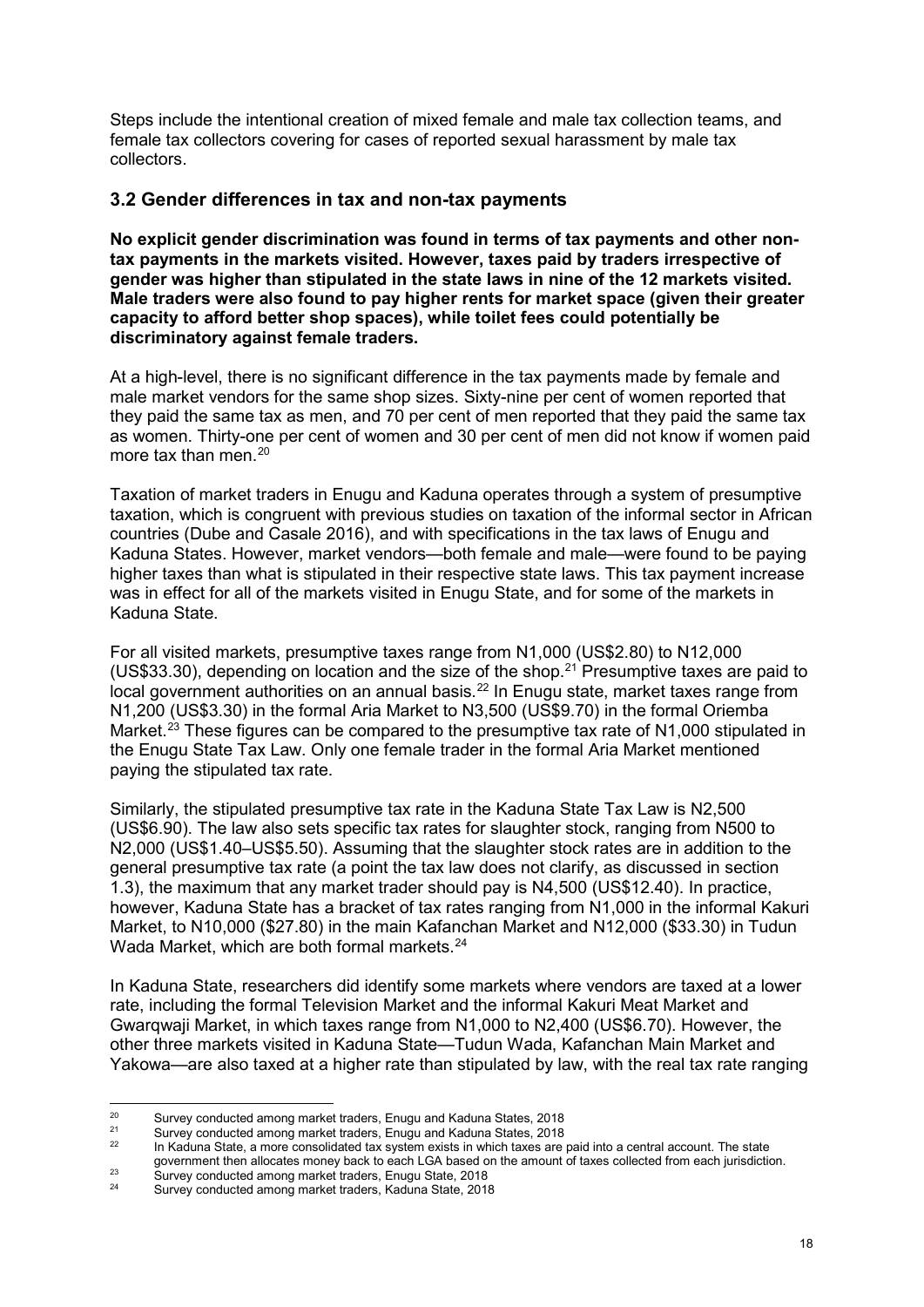Steps include the intentional creation of mixed female and male tax collection teams, and female tax collectors covering for cases of reported sexual harassment by male tax collectors.

### 3.2 Gender differences in tax and non-tax payments

**No explicit gender discrimination was found in terms of tax payments and other non-tax payments in the markets visited. However, taxes paid by traders irrespective of gender was higher than stipulated in the state laws in nine of the 12 markets visited. Male traders were also found to pay higher rents for market space (given their greater capacity to afford better shop spaces), while toilet fees could potentially be discriminatory against female traders.**

At a high-level, there is no significant difference in the tax payments made by female and male market vendors for the same shop sizes. Sixty-nine per cent of women reported that they paid the same tax as men, and 70 per cent of men reported that they paid the same tax as women. Thirty-one per cent of women and 30 per cent of men did not know if women paid more tax than men.[20]

Taxation of market traders in Enugu and Kaduna operates through a system of presumptive taxation, which is congruent with previous studies on taxation of the informal sector in African countries (Dube and Casale 2016), and with specifications in the tax laws of Enugu and Kaduna States. However, market vendors—both female and male—were found to be paying higher taxes than what is stipulated in their respective state laws. This tax payment increase was in effect for all of the markets visited in Enugu State, and for some of the markets in Kaduna State.

For all visited markets, presumptive taxes range from N1,000 (US$2.80) to N12,000 (US$33.30), depending on location and the size of the shop.[21] Presumptive taxes are paid to local government authorities on an annual basis.[22] In Enugu state, market taxes range from N1,200 (US$3.30) in the formal Aria Market to N3,500 (US$9.70) in the formal Oriemba Market.[23] These figures can be compared to the presumptive tax rate of N1,000 stipulated in the Enugu State Tax Law. Only one female trader in the formal Aria Market mentioned paying the stipulated tax rate.

Similarly, the stipulated presumptive tax rate in the Kaduna State Tax Law is N2,500 (US$6.90). The law also sets specific tax rates for slaughter stock, ranging from N500 to N2,000 (US$1.40–US$5.50). Assuming that the slaughter stock rates are in addition to the general presumptive tax rate (a point the tax law does not clarify, as discussed in section 1.3), the maximum that any market trader should pay is N4,500 (US$12.40). In practice, however, Kaduna State has a bracket of tax rates ranging from N1,000 in the informal Kakuri Market, to N10,000 ($27.80) in the main Kafanchan Market and N12,000 ($33.30) in Tudun Wada Market, which are both formal markets.[24]

In Kaduna State, researchers did identify some markets where vendors are taxed at a lower rate, including the formal Television Market and the informal Kakuri Meat Market and Gwarqwaji Market, in which taxes range from N1,000 to N2,400 (US$6.70). However, the other three markets visited in Kaduna State—Tudun Wada, Kafanchan Main Market and Yakowa—are also taxed at a higher rate than stipulated by law, with the real tax rate ranging

---

[20] Survey conducted among market traders, Enugu and Kaduna States, 2018

[21] Survey conducted among market traders, Enugu and Kaduna States, 2018

[22] In Kaduna State, a more consolidated tax system exists in which taxes are paid into a central account. The state government then allocates money back to each LGA based on the amount of taxes collected from each jurisdiction.

[23] Survey conducted among market traders, Enugu State, 2018

[24] Survey conducted among market traders, Kaduna State, 2018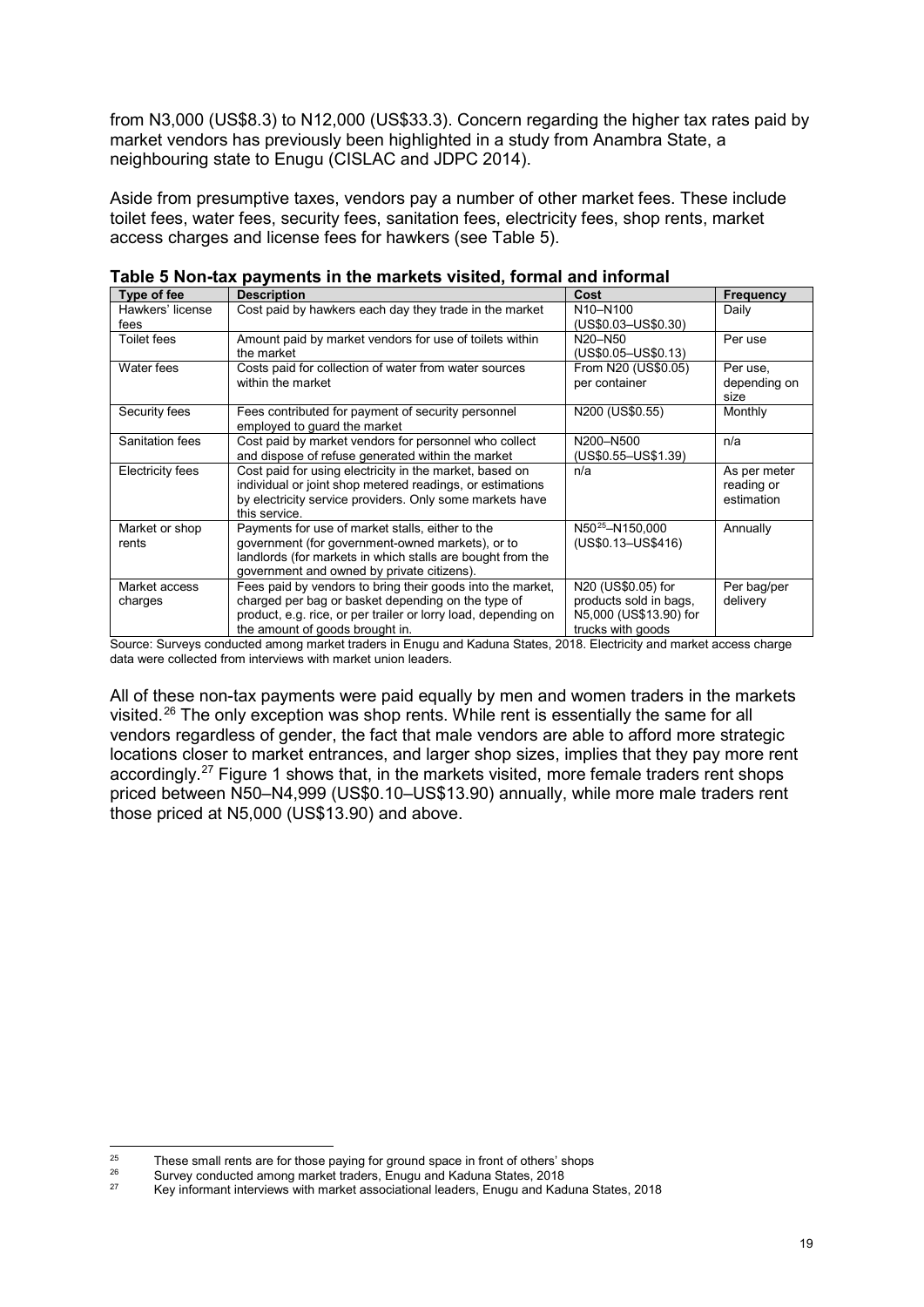from N3,000 (US$8.3) to N12,000 (US$33.3). Concern regarding the higher tax rates paid by market vendors has previously been highlighted in a study from Anambra State, a neighbouring state to Enugu (CISLAC and JDPC 2014).

Aside from presumptive taxes, vendors pay a number of other market fees. These include toilet fees, water fees, security fees, sanitation fees, electricity fees, shop rents, market access charges and license fees for hawkers (see Table 5).

**Table 5 Non-tax payments in the markets visited, formal and informal**

| Type of fee | Description | Cost | Frequency |
|---|---|---|---|
| Hawkers' license fees | Cost paid by hawkers each day they trade in the market | N10–N100 (US$0.03–US$0.30) | Daily |
| Toilet fees | Amount paid by market vendors for use of toilets within the market | N20–N50 (US$0.05–US$0.13) | Per use |
| Water fees | Costs paid for collection of water from water sources within the market | From N20 (US$0.05) per container | Per use, depending on size |
| Security fees | Fees contributed for payment of security personnel employed to guard the market | N200 (US$0.55) | Monthly |
| Sanitation fees | Cost paid by market vendors for personnel who collect and dispose of refuse generated within the market | N200–N500 (US$0.55–US$1.39) | n/a |
| Electricity fees | Cost paid for using electricity in the market, based on individual or joint shop metered readings, or estimations by electricity service providers. Only some markets have this service. | n/a | As per meter reading or estimation |
| Market or shop rents | Payments for use of market stalls, either to the government (for government-owned markets), or to landlords (for markets in which stalls are bought from the government and owned by private citizens). | N50[25]–N150,000 (US$0.13–US$416) | Annually |
| Market access charges | Fees paid by vendors to bring their goods into the market, charged per bag or basket depending on the type of product, e.g. rice, or per trailer or lorry load, depending on the amount of goods brought in. | N20 (US$0.05) for products sold in bags, N5,000 (US$13.90) for trucks with goods | Per bag/per delivery |

Source: Surveys conducted among market traders in Enugu and Kaduna States, 2018. Electricity and market access charge data were collected from interviews with market union leaders.

All of these non-tax payments were paid equally by men and women traders in the markets visited.[26] The only exception was shop rents. While rent is essentially the same for all vendors regardless of gender, the fact that male vendors are able to afford more strategic locations closer to market entrances, and larger shop sizes, implies that they pay more rent accordingly.[27] Figure 1 shows that, in the markets visited, more female traders rent shops priced between N50–N4,999 (US$0.10–US$13.90) annually, while more male traders rent those priced at N5,000 (US$13.90) and above.

---

[25] These small rents are for those paying for ground space in front of others' shops

[26] Survey conducted among market traders, Enugu and Kaduna States, 2018

[27] Key informant interviews with market associational leaders, Enugu and Kaduna States, 2018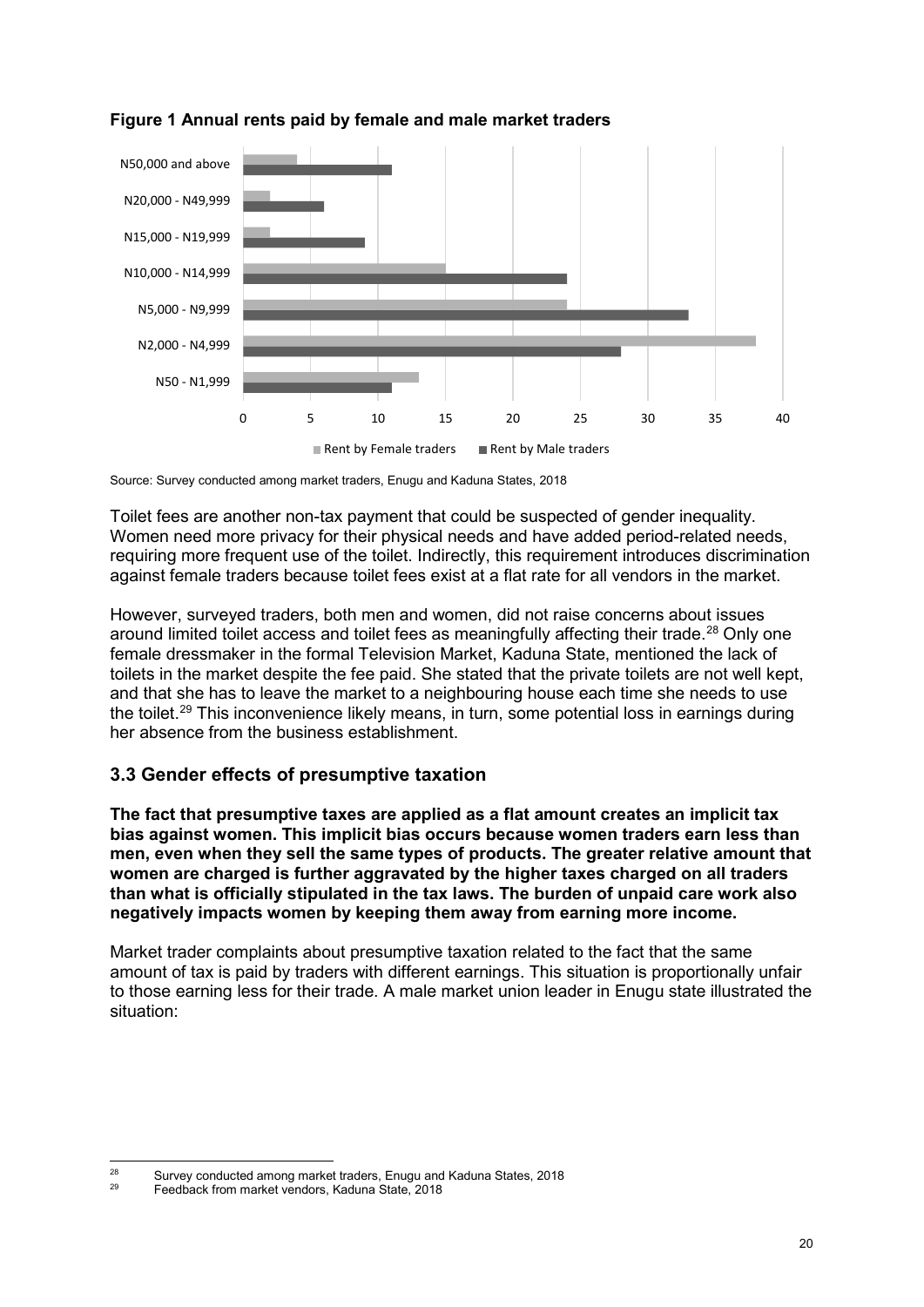**Figure 1 Annual rents paid by female and male market traders**

| Annual rent | Rent by Female traders | Rent by Male traders |
|---|---|---|
| N50,000 and above | 4 | 11 |
| N20,000 - N49,999 | 2 | 6 |
| N15,000 - N19,999 | 2 | 9 |
| N10,000 - N14,999 | 15 | 24 |
| N5,000 - N9,999 | 24 | 33 |
| N2,000 - N4,999 | 38 | 28 |
| N50 - N1,999 | 13 | 11 |

Source: Survey conducted among market traders, Enugu and Kaduna States, 2018

Toilet fees are another non-tax payment that could be suspected of gender inequality. Women need more privacy for their physical needs and have added period-related needs, requiring more frequent use of the toilet. Indirectly, this requirement introduces discrimination against female traders because toilet fees exist at a flat rate for all vendors in the market.

However, surveyed traders, both men and women, did not raise concerns about issues around limited toilet access and toilet fees as meaningfully affecting their trade.[28] Only one female dressmaker in the formal Television Market, Kaduna State, mentioned the lack of toilets in the market despite the fee paid. She stated that the private toilets are not well kept, and that she has to leave the market to a neighbouring house each time she needs to use the toilet.[29] This inconvenience likely means, in turn, some potential loss in earnings during her absence from the business establishment.

### 3.3 Gender effects of presumptive taxation

**The fact that presumptive taxes are applied as a flat amount creates an implicit tax bias against women. This implicit bias occurs because women traders earn less than men, even when they sell the same types of products. The greater relative amount that women are charged is further aggravated by the higher taxes charged on all traders than what is officially stipulated in the tax laws. The burden of unpaid care work also negatively impacts women by keeping them away from earning more income.**

Market trader complaints about presumptive taxation related to the fact that the same amount of tax is paid by traders with different earnings. This situation is proportionally unfair to those earning less for their trade. A male market union leader in Enugu state illustrated the situation:

[28] Survey conducted among market traders, Enugu and Kaduna States, 2018

[29] Feedback from market vendors, Kaduna State, 2018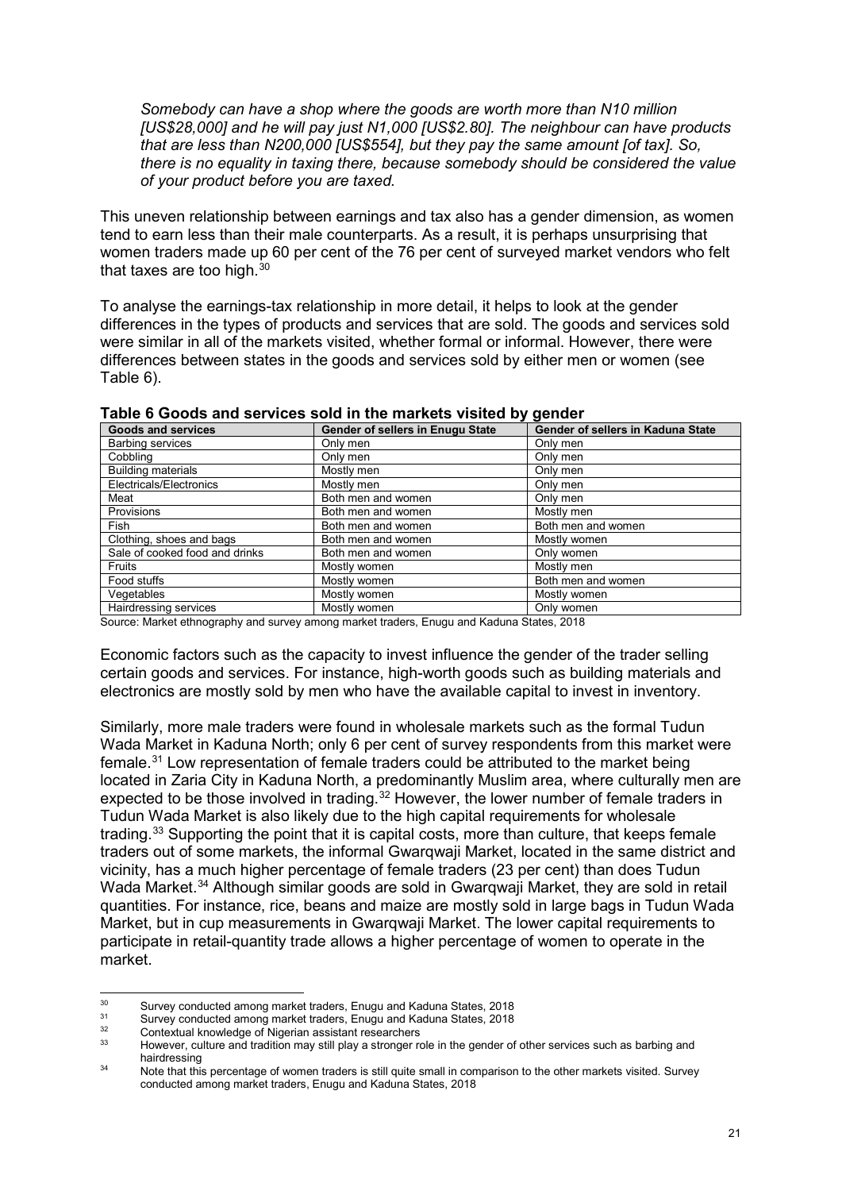*Somebody can have a shop where the goods are worth more than N10 million [US$28,000] and he will pay just N1,000 [US$2.80]. The neighbour can have products that are less than N200,000 [US$554], but they pay the same amount [of tax]. So, there is no equality in taxing there, because somebody should be considered the value of your product before you are taxed.*

This uneven relationship between earnings and tax also has a gender dimension, as women tend to earn less than their male counterparts. As a result, it is perhaps unsurprising that women traders made up 60 per cent of the 76 per cent of surveyed market vendors who felt that taxes are too high.[30]

To analyse the earnings-tax relationship in more detail, it helps to look at the gender differences in the types of products and services that are sold. The goods and services sold were similar in all of the markets visited, whether formal or informal. However, there were differences between states in the goods and services sold by either men or women (see Table 6).

**Table 6 Goods and services sold in the markets visited by gender**

| Goods and services | Gender of sellers in Enugu State | Gender of sellers in Kaduna State |
| --- | --- | --- |
| Barbing services | Only men | Only men |
| Cobbling | Only men | Only men |
| Building materials | Mostly men | Only men |
| Electricals/Electronics | Mostly men | Only men |
| Meat | Both men and women | Only men |
| Provisions | Both men and women | Mostly men |
| Fish | Both men and women | Both men and women |
| Clothing, shoes and bags | Both men and women | Mostly women |
| Sale of cooked food and drinks | Both men and women | Only women |
| Fruits | Mostly women | Mostly men |
| Food stuffs | Mostly women | Both men and women |
| Vegetables | Mostly women | Mostly women |
| Hairdressing services | Mostly women | Only women |

Source: Market ethnography and survey among market traders, Enugu and Kaduna States, 2018

Economic factors such as the capacity to invest influence the gender of the trader selling certain goods and services. For instance, high-worth goods such as building materials and electronics are mostly sold by men who have the available capital to invest in inventory.

Similarly, more male traders were found in wholesale markets such as the formal Tudun Wada Market in Kaduna North; only 6 per cent of survey respondents from this market were female.[31] Low representation of female traders could be attributed to the market being located in Zaria City in Kaduna North, a predominantly Muslim area, where culturally men are expected to be those involved in trading.[32] However, the lower number of female traders in Tudun Wada Market is also likely due to the high capital requirements for wholesale trading.[33] Supporting the point that it is capital costs, more than culture, that keeps female traders out of some markets, the informal Gwarqwaji Market, located in the same district and vicinity, has a much higher percentage of female traders (23 per cent) than does Tudun Wada Market.[34] Although similar goods are sold in Gwarqwaji Market, they are sold in retail quantities. For instance, rice, beans and maize are mostly sold in large bags in Tudun Wada Market, but in cup measurements in Gwarqwaji Market. The lower capital requirements to participate in retail-quantity trade allows a higher percentage of women to operate in the market.

[30] Survey conducted among market traders, Enugu and Kaduna States, 2018

[31] Survey conducted among market traders, Enugu and Kaduna States, 2018

[32] Contextual knowledge of Nigerian assistant researchers

[33] However, culture and tradition may still play a stronger role in the gender of other services such as barbing and hairdressing

[34] Note that this percentage of women traders is still quite small in comparison to the other markets visited. Survey conducted among market traders, Enugu and Kaduna States, 2018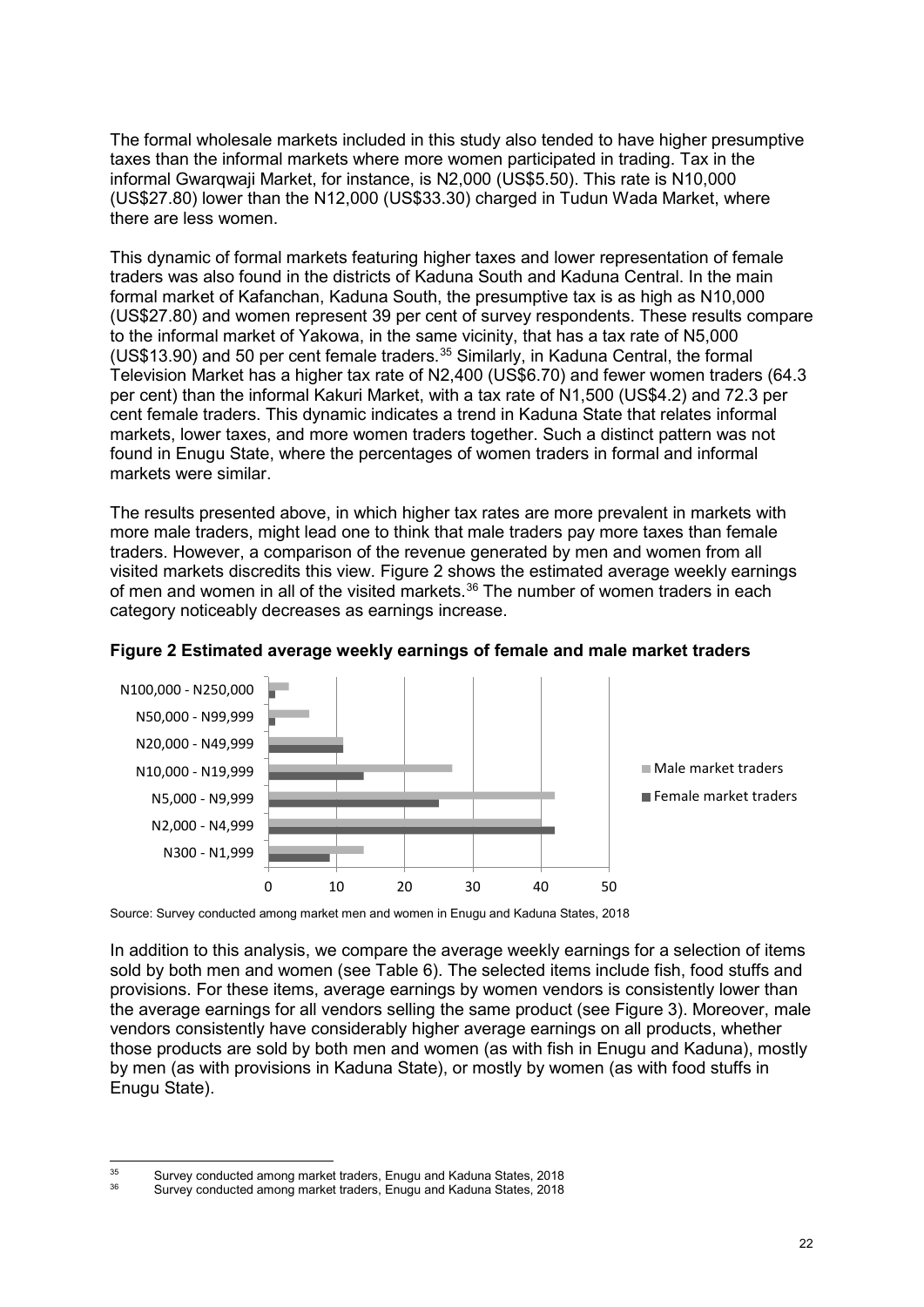The formal wholesale markets included in this study also tended to have higher presumptive taxes than the informal markets where more women participated in trading. Tax in the informal Gwarqwaji Market, for instance, is N2,000 (US$5.50). This rate is N10,000 (US$27.80) lower than the N12,000 (US$33.30) charged in Tudun Wada Market, where there are less women.

This dynamic of formal markets featuring higher taxes and lower representation of female traders was also found in the districts of Kaduna South and Kaduna Central. In the main formal market of Kafanchan, Kaduna South, the presumptive tax is as high as N10,000 (US$27.80) and women represent 39 per cent of survey respondents. These results compare to the informal market of Yakowa, in the same vicinity, that has a tax rate of N5,000 (US$13.90) and 50 per cent female traders.[35] Similarly, in Kaduna Central, the formal Television Market has a higher tax rate of N2,400 (US$6.70) and fewer women traders (64.3 per cent) than the informal Kakuri Market, with a tax rate of N1,500 (US$4.2) and 72.3 per cent female traders. This dynamic indicates a trend in Kaduna State that relates informal markets, lower taxes, and more women traders together. Such a distinct pattern was not found in Enugu State, where the percentages of women traders in formal and informal markets were similar.

The results presented above, in which higher tax rates are more prevalent in markets with more male traders, might lead one to think that male traders pay more taxes than female traders. However, a comparison of the revenue generated by men and women from all visited markets discredits this view. Figure 2 shows the estimated average weekly earnings of men and women in all of the visited markets.[36] The number of women traders in each category noticeably decreases as earnings increase.

**Figure 2 Estimated average weekly earnings of female and male market traders**

| Weekly earnings | Male market traders | Female market traders |
|---|---|---|
| N100,000 - N250,000 | 3 | 1 |
| N50,000 - N99,999 | 6 | 1 |
| N20,000 - N49,999 | 11 | 11 |
| N10,000 - N19,999 | 27 | 14 |
| N5,000 - N9,999 | 42 | 25 |
| N2,000 - N4,999 | 40 | 42 |
| N300 - N1,999 | 14 | 9 |

Source: Survey conducted among market men and women in Enugu and Kaduna States, 2018

In addition to this analysis, we compare the average weekly earnings for a selection of items sold by both men and women (see Table 6). The selected items include fish, food stuffs and provisions. For these items, average earnings by women vendors is consistently lower than the average earnings for all vendors selling the same product (see Figure 3). Moreover, male vendors consistently have considerably higher average earnings on all products, whether those products are sold by both men and women (as with fish in Enugu and Kaduna), mostly by men (as with provisions in Kaduna State), or mostly by women (as with food stuffs in Enugu State).

[35] Survey conducted among market traders, Enugu and Kaduna States, 2018

[36] Survey conducted among market traders, Enugu and Kaduna States, 2018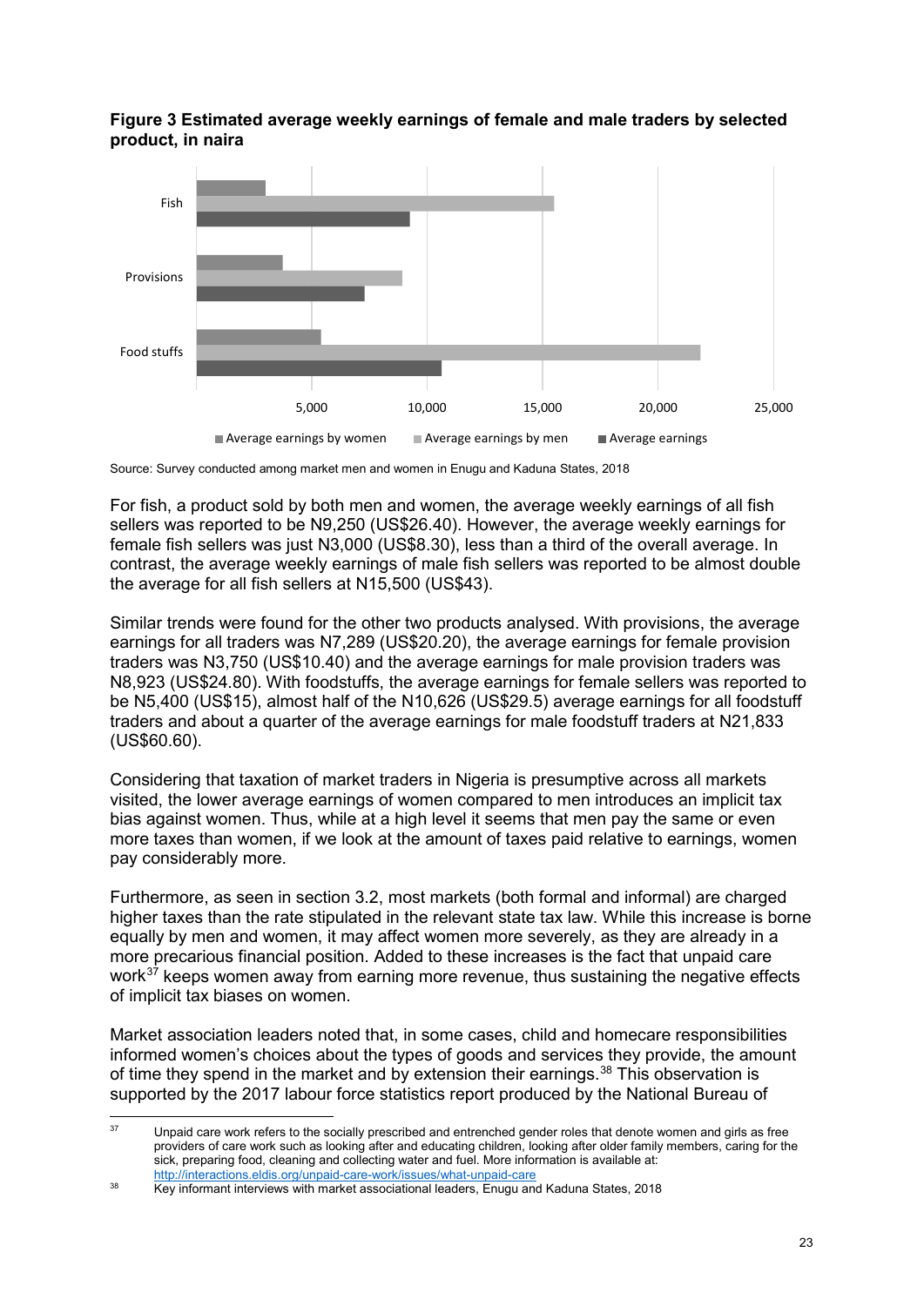**Figure 3 Estimated average weekly earnings of female and male traders by selected product, in naira**

Source: Survey conducted among market men and women in Enugu and Kaduna States, 2018

For fish, a product sold by both men and women, the average weekly earnings of all fish sellers was reported to be N9,250 (US$26.40). However, the average weekly earnings for female fish sellers was just N3,000 (US$8.30), less than a third of the overall average. In contrast, the average weekly earnings of male fish sellers was reported to be almost double the average for all fish sellers at N15,500 (US$43).

Similar trends were found for the other two products analysed. With provisions, the average earnings for all traders was N7,289 (US$20.20), the average earnings for female provision traders was N3,750 (US$10.40) and the average earnings for male provision traders was N8,923 (US$24.80). With foodstuffs, the average earnings for female sellers was reported to be N5,400 (US$15), almost half of the N10,626 (US$29.5) average earnings for all foodstuff traders and about a quarter of the average earnings for male foodstuff traders at N21,833 (US$60.60).

Considering that taxation of market traders in Nigeria is presumptive across all markets visited, the lower average earnings of women compared to men introduces an implicit tax bias against women. Thus, while at a high level it seems that men pay the same or even more taxes than women, if we look at the amount of taxes paid relative to earnings, women pay considerably more.

Furthermore, as seen in section 3.2, most markets (both formal and informal) are charged higher taxes than the rate stipulated in the relevant state tax law. While this increase is borne equally by men and women, it may affect women more severely, as they are already in a more precarious financial position. Added to these increases is the fact that unpaid care work[37] keeps women away from earning more revenue, thus sustaining the negative effects of implicit tax biases on women.

Market association leaders noted that, in some cases, child and homecare responsibilities informed women's choices about the types of goods and services they provide, the amount of time they spend in the market and by extension their earnings.[38] This observation is supported by the 2017 labour force statistics report produced by the National Bureau of

---

[37] Unpaid care work refers to the socially prescribed and entrenched gender roles that denote women and girls as free providers of care work such as looking after and educating children, looking after older family members, caring for the sick, preparing food, cleaning and collecting water and fuel. More information is available at: http://interactions.eldis.org/unpaid-care-work/issues/what-unpaid-care

[38] Key informant interviews with market associational leaders, Enugu and Kaduna States, 2018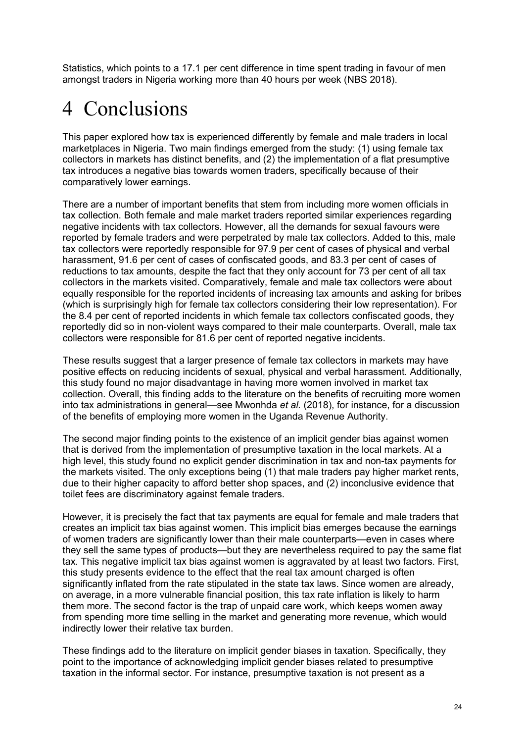Statistics, which points to a 17.1 per cent difference in time spent trading in favour of men amongst traders in Nigeria working more than 40 hours per week (NBS 2018).

# 4 Conclusions

This paper explored how tax is experienced differently by female and male traders in local marketplaces in Nigeria. Two main findings emerged from the study: (1) using female tax collectors in markets has distinct benefits, and (2) the implementation of a flat presumptive tax introduces a negative bias towards women traders, specifically because of their comparatively lower earnings.

There are a number of important benefits that stem from including more women officials in tax collection. Both female and male market traders reported similar experiences regarding negative incidents with tax collectors. However, all the demands for sexual favours were reported by female traders and were perpetrated by male tax collectors. Added to this, male tax collectors were reportedly responsible for 97.9 per cent of cases of physical and verbal harassment, 91.6 per cent of cases of confiscated goods, and 83.3 per cent of cases of reductions to tax amounts, despite the fact that they only account for 73 per cent of all tax collectors in the markets visited. Comparatively, female and male tax collectors were about equally responsible for the reported incidents of increasing tax amounts and asking for bribes (which is surprisingly high for female tax collectors considering their low representation). For the 8.4 per cent of reported incidents in which female tax collectors confiscated goods, they reportedly did so in non-violent ways compared to their male counterparts. Overall, male tax collectors were responsible for 81.6 per cent of reported negative incidents.

These results suggest that a larger presence of female tax collectors in markets may have positive effects on reducing incidents of sexual, physical and verbal harassment. Additionally, this study found no major disadvantage in having more women involved in market tax collection. Overall, this finding adds to the literature on the benefits of recruiting more women into tax administrations in general—see Mwonhda *et al.* (2018), for instance, for a discussion of the benefits of employing more women in the Uganda Revenue Authority.

The second major finding points to the existence of an implicit gender bias against women that is derived from the implementation of presumptive taxation in the local markets. At a high level, this study found no explicit gender discrimination in tax and non-tax payments for the markets visited. The only exceptions being (1) that male traders pay higher market rents, due to their higher capacity to afford better shop spaces, and (2) inconclusive evidence that toilet fees are discriminatory against female traders.

However, it is precisely the fact that tax payments are equal for female and male traders that creates an implicit tax bias against women. This implicit bias emerges because the earnings of women traders are significantly lower than their male counterparts—even in cases where they sell the same types of products—but they are nevertheless required to pay the same flat tax. This negative implicit tax bias against women is aggravated by at least two factors. First, this study presents evidence to the effect that the real tax amount charged is often significantly inflated from the rate stipulated in the state tax laws. Since women are already, on average, in a more vulnerable financial position, this tax rate inflation is likely to harm them more. The second factor is the trap of unpaid care work, which keeps women away from spending more time selling in the market and generating more revenue, which would indirectly lower their relative tax burden.

These findings add to the literature on implicit gender biases in taxation. Specifically, they point to the importance of acknowledging implicit gender biases related to presumptive taxation in the informal sector. For instance, presumptive taxation is not present as a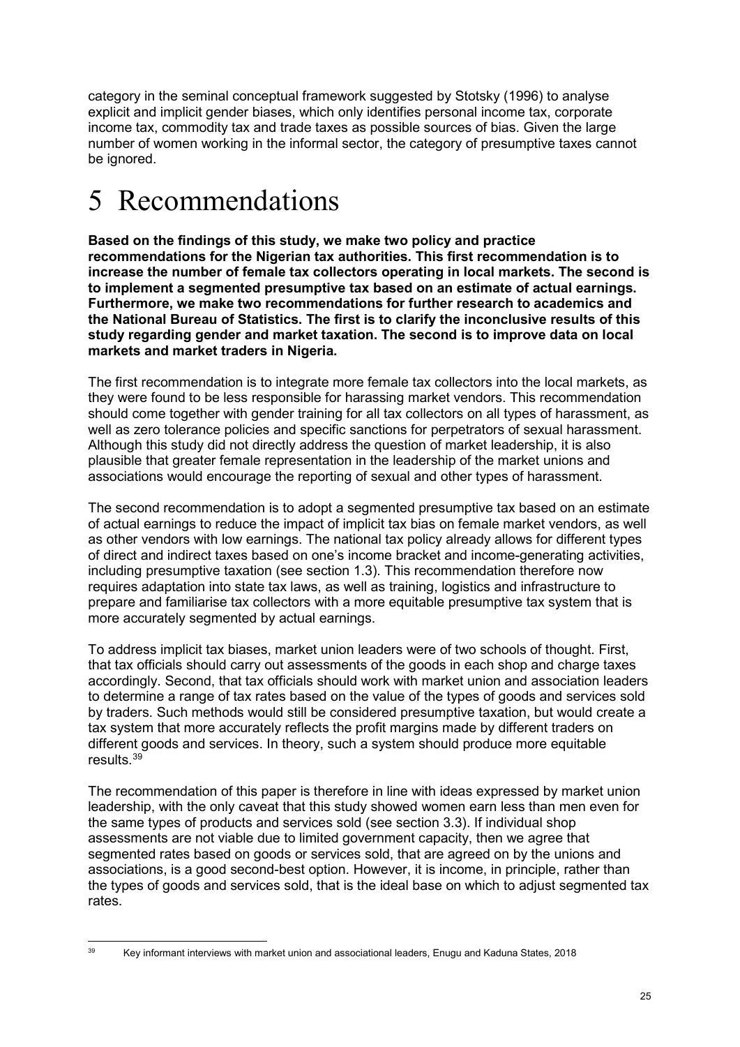category in the seminal conceptual framework suggested by Stotsky (1996) to analyse explicit and implicit gender biases, which only identifies personal income tax, corporate income tax, commodity tax and trade taxes as possible sources of bias. Given the large number of women working in the informal sector, the category of presumptive taxes cannot be ignored.

# 5 Recommendations

**Based on the findings of this study, we make two policy and practice recommendations for the Nigerian tax authorities. This first recommendation is to increase the number of female tax collectors operating in local markets. The second is to implement a segmented presumptive tax based on an estimate of actual earnings. Furthermore, we make two recommendations for further research to academics and the National Bureau of Statistics. The first is to clarify the inconclusive results of this study regarding gender and market taxation. The second is to improve data on local markets and market traders in Nigeria.**

The first recommendation is to integrate more female tax collectors into the local markets, as they were found to be less responsible for harassing market vendors. This recommendation should come together with gender training for all tax collectors on all types of harassment, as well as zero tolerance policies and specific sanctions for perpetrators of sexual harassment. Although this study did not directly address the question of market leadership, it is also plausible that greater female representation in the leadership of the market unions and associations would encourage the reporting of sexual and other types of harassment.

The second recommendation is to adopt a segmented presumptive tax based on an estimate of actual earnings to reduce the impact of implicit tax bias on female market vendors, as well as other vendors with low earnings. The national tax policy already allows for different types of direct and indirect taxes based on one's income bracket and income-generating activities, including presumptive taxation (see section 1.3). This recommendation therefore now requires adaptation into state tax laws, as well as training, logistics and infrastructure to prepare and familiarise tax collectors with a more equitable presumptive tax system that is more accurately segmented by actual earnings.

To address implicit tax biases, market union leaders were of two schools of thought. First, that tax officials should carry out assessments of the goods in each shop and charge taxes accordingly. Second, that tax officials should work with market union and association leaders to determine a range of tax rates based on the value of the types of goods and services sold by traders. Such methods would still be considered presumptive taxation, but would create a tax system that more accurately reflects the profit margins made by different traders on different goods and services. In theory, such a system should produce more equitable results.[39]

The recommendation of this paper is therefore in line with ideas expressed by market union leadership, with the only caveat that this study showed women earn less than men even for the same types of products and services sold (see section 3.3). If individual shop assessments are not viable due to limited government capacity, then we agree that segmented rates based on goods or services sold, that are agreed on by the unions and associations, is a good second-best option. However, it is income, in principle, rather than the types of goods and services sold, that is the ideal base on which to adjust segmented tax rates.

[39] Key informant interviews with market union and associational leaders, Enugu and Kaduna States, 2018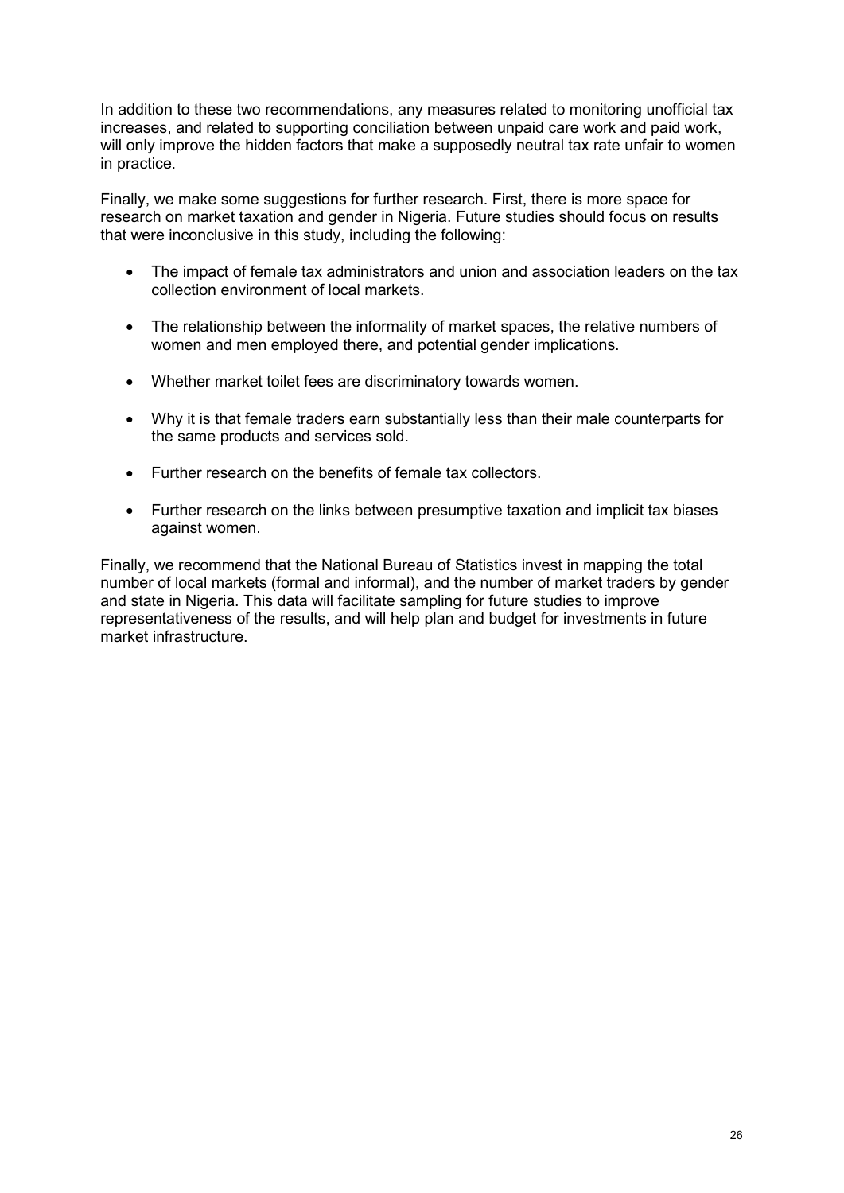In addition to these two recommendations, any measures related to monitoring unofficial tax increases, and related to supporting conciliation between unpaid care work and paid work, will only improve the hidden factors that make a supposedly neutral tax rate unfair to women in practice.

Finally, we make some suggestions for further research. First, there is more space for research on market taxation and gender in Nigeria. Future studies should focus on results that were inconclusive in this study, including the following:

- The impact of female tax administrators and union and association leaders on the tax collection environment of local markets.
- The relationship between the informality of market spaces, the relative numbers of women and men employed there, and potential gender implications.
- Whether market toilet fees are discriminatory towards women.
- Why it is that female traders earn substantially less than their male counterparts for the same products and services sold.
- Further research on the benefits of female tax collectors.
- Further research on the links between presumptive taxation and implicit tax biases against women.

Finally, we recommend that the National Bureau of Statistics invest in mapping the total number of local markets (formal and informal), and the number of market traders by gender and state in Nigeria. This data will facilitate sampling for future studies to improve representativeness of the results, and will help plan and budget for investments in future market infrastructure.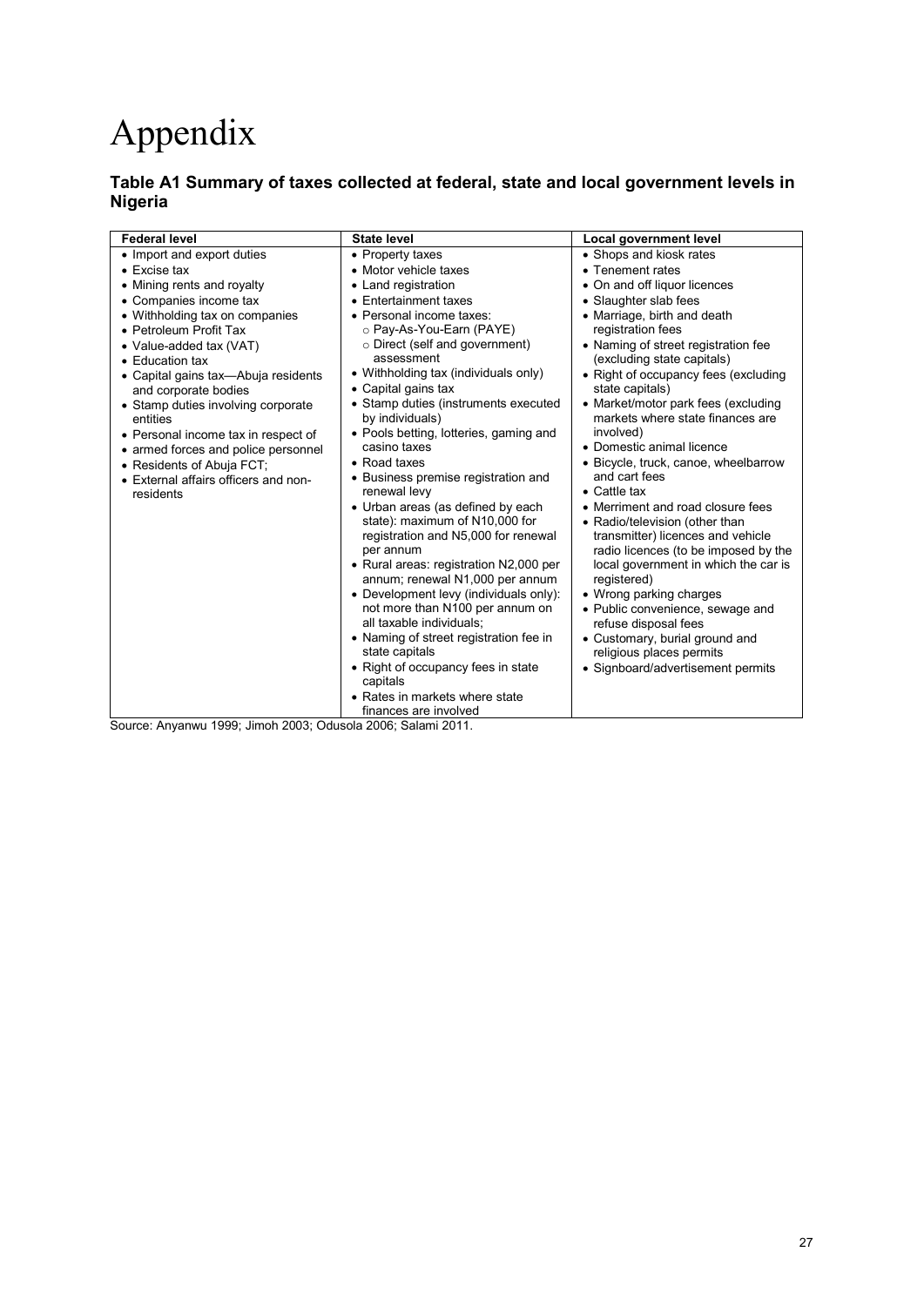# Appendix

### Table A1 Summary of taxes collected at federal, state and local government levels in Nigeria

| Federal level | State level | Local government level |
|---|---|---|
| • Import and export duties<br>• Excise tax<br>• Mining rents and royalty<br>• Companies income tax<br>• Withholding tax on companies<br>• Petroleum Profit Tax<br>• Value-added tax (VAT)<br>• Education tax<br>• Capital gains tax—Abuja residents and corporate bodies<br>• Stamp duties involving corporate entities<br>• Personal income tax in respect of<br>• armed forces and police personnel<br>• Residents of Abuja FCT;<br>• External affairs officers and non-residents | • Property taxes<br>• Motor vehicle taxes<br>• Land registration<br>• Entertainment taxes<br>• Personal income taxes:<br>○ Pay-As-You-Earn (PAYE)<br>○ Direct (self and government) assessment<br>• Withholding tax (individuals only)<br>• Capital gains tax<br>• Stamp duties (instruments executed by individuals)<br>• Pools betting, lotteries, gaming and casino taxes<br>• Road taxes<br>• Business premise registration and renewal levy<br>• Urban areas (as defined by each state): maximum of N10,000 for registration and N5,000 for renewal per annum<br>• Rural areas: registration N2,000 per annum; renewal N1,000 per annum<br>• Development levy (individuals only): not more than N100 per annum on all taxable individuals;<br>• Naming of street registration fee in state capitals<br>• Right of occupancy fees in state capitals<br>• Rates in markets where state finances are involved | • Shops and kiosk rates<br>• Tenement rates<br>• On and off liquor licences<br>• Slaughter slab fees<br>• Marriage, birth and death registration fees<br>• Naming of street registration fee (excluding state capitals)<br>• Right of occupancy fees (excluding state capitals)<br>• Market/motor park fees (excluding markets where state finances are involved)<br>• Domestic animal licence<br>• Bicycle, truck, canoe, wheelbarrow and cart fees<br>• Cattle tax<br>• Merriment and road closure fees<br>• Radio/television (other than transmitter) licences and vehicle radio licences (to be imposed by the local government in which the car is registered)<br>• Wrong parking charges<br>• Public convenience, sewage and refuse disposal fees<br>• Customary, burial ground and religious places permits<br>• Signboard/advertisement permits |

Source: Anyanwu 1999; Jimoh 2003; Odusola 2006; Salami 2011.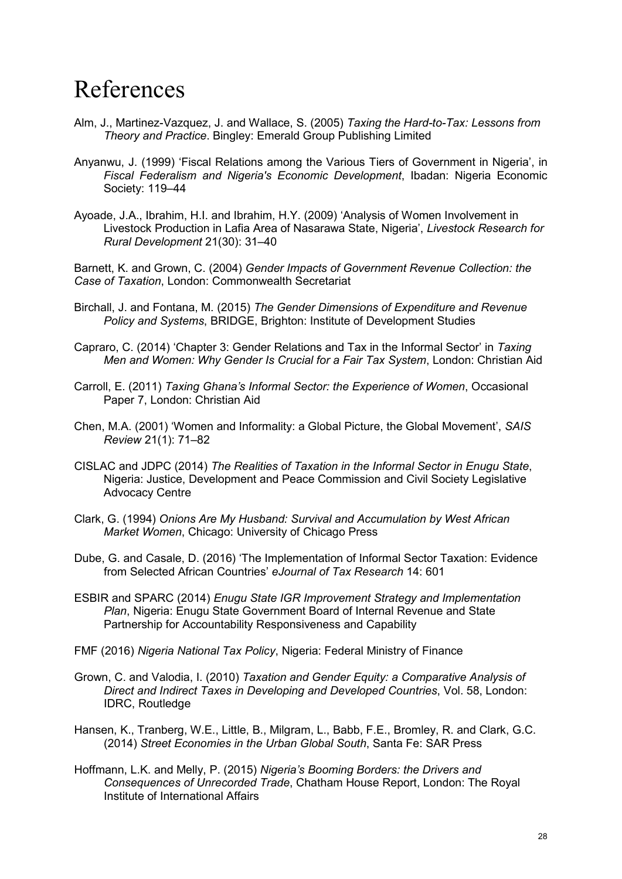# References

Alm, J., Martinez-Vazquez, J. and Wallace, S. (2005) *Taxing the Hard-to-Tax: Lessons from Theory and Practice*. Bingley: Emerald Group Publishing Limited

Anyanwu, J. (1999) 'Fiscal Relations among the Various Tiers of Government in Nigeria', in *Fiscal Federalism and Nigeria's Economic Development*, Ibadan: Nigeria Economic Society: 119–44

Ayoade, J.A., Ibrahim, H.I. and Ibrahim, H.Y. (2009) 'Analysis of Women Involvement in Livestock Production in Lafia Area of Nasarawa State, Nigeria', *Livestock Research for Rural Development* 21(30): 31–40

Barnett, K. and Grown, C. (2004) *Gender Impacts of Government Revenue Collection: the Case of Taxation*, London: Commonwealth Secretariat

Birchall, J. and Fontana, M. (2015) *The Gender Dimensions of Expenditure and Revenue Policy and Systems*, BRIDGE, Brighton: Institute of Development Studies

Capraro, C. (2014) 'Chapter 3: Gender Relations and Tax in the Informal Sector' in *Taxing Men and Women: Why Gender Is Crucial for a Fair Tax System*, London: Christian Aid

Carroll, E. (2011) *Taxing Ghana's Informal Sector: the Experience of Women*, Occasional Paper 7, London: Christian Aid

Chen, M.A. (2001) 'Women and Informality: a Global Picture, the Global Movement', *SAIS Review* 21(1): 71–82

CISLAC and JDPC (2014) *The Realities of Taxation in the Informal Sector in Enugu State*, Nigeria: Justice, Development and Peace Commission and Civil Society Legislative Advocacy Centre

Clark, G. (1994) *Onions Are My Husband: Survival and Accumulation by West African Market Women*, Chicago: University of Chicago Press

Dube, G. and Casale, D. (2016) 'The Implementation of Informal Sector Taxation: Evidence from Selected African Countries' *eJournal of Tax Research* 14: 601

ESBIR and SPARC (2014) *Enugu State IGR Improvement Strategy and Implementation Plan*, Nigeria: Enugu State Government Board of Internal Revenue and State Partnership for Accountability Responsiveness and Capability

FMF (2016) *Nigeria National Tax Policy*, Nigeria: Federal Ministry of Finance

Grown, C. and Valodia, I. (2010) *Taxation and Gender Equity: a Comparative Analysis of Direct and Indirect Taxes in Developing and Developed Countries*, Vol. 58, London: IDRC, Routledge

Hansen, K., Tranberg, W.E., Little, B., Milgram, L., Babb, F.E., Bromley, R. and Clark, G.C. (2014) *Street Economies in the Urban Global South*, Santa Fe: SAR Press

Hoffmann, L.K. and Melly, P. (2015) *Nigeria's Booming Borders: the Drivers and Consequences of Unrecorded Trade*, Chatham House Report, London: The Royal Institute of International Affairs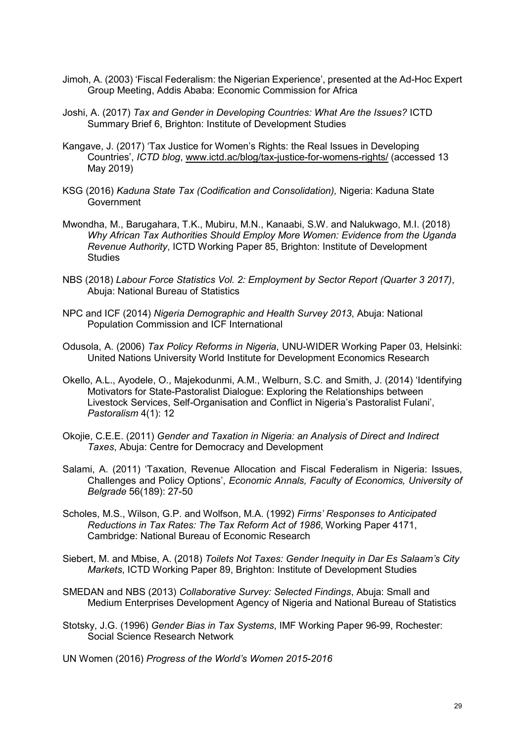Jimoh, A. (2003) 'Fiscal Federalism: the Nigerian Experience', presented at the Ad-Hoc Expert Group Meeting, Addis Ababa: Economic Commission for Africa

Joshi, A. (2017) *Tax and Gender in Developing Countries: What Are the Issues?* ICTD Summary Brief 6, Brighton: Institute of Development Studies

Kangave, J. (2017) 'Tax Justice for Women's Rights: the Real Issues in Developing Countries', *ICTD blog*, www.ictd.ac/blog/tax-justice-for-womens-rights/ (accessed 13 May 2019)

KSG (2016) *Kaduna State Tax (Codification and Consolidation),* Nigeria: Kaduna State Government

Mwondha, M., Barugahara, T.K., Mubiru, M.N., Kanaabi, S.W. and Nalukwago, M.I. (2018) *Why African Tax Authorities Should Employ More Women: Evidence from the Uganda Revenue Authority*, ICTD Working Paper 85, Brighton: Institute of Development Studies

NBS (2018) *Labour Force Statistics Vol. 2: Employment by Sector Report (Quarter 3 2017)*, Abuja: National Bureau of Statistics

NPC and ICF (2014) *Nigeria Demographic and Health Survey 2013*, Abuja: National Population Commission and ICF International

Odusola, A. (2006) *Tax Policy Reforms in Nigeria*, UNU-WIDER Working Paper 03, Helsinki: United Nations University World Institute for Development Economics Research

Okello, A.L., Ayodele, O., Majekodunmi, A.M., Welburn, S.C. and Smith, J. (2014) 'Identifying Motivators for State-Pastoralist Dialogue: Exploring the Relationships between Livestock Services, Self-Organisation and Conflict in Nigeria's Pastoralist Fulani', *Pastoralism* 4(1): 12

Okojie, C.E.E. (2011) *Gender and Taxation in Nigeria: an Analysis of Direct and Indirect Taxes*, Abuja: Centre for Democracy and Development

Salami, A. (2011) 'Taxation, Revenue Allocation and Fiscal Federalism in Nigeria: Issues, Challenges and Policy Options', *Economic Annals, Faculty of Economics, University of Belgrade* 56(189): 27-50

Scholes, M.S., Wilson, G.P. and Wolfson, M.A. (1992) *Firms' Responses to Anticipated Reductions in Tax Rates: The Tax Reform Act of 1986*, Working Paper 4171, Cambridge: National Bureau of Economic Research

Siebert, M. and Mbise, A. (2018) *Toilets Not Taxes: Gender Inequity in Dar Es Salaam's City Markets*, ICTD Working Paper 89, Brighton: Institute of Development Studies

SMEDAN and NBS (2013) *Collaborative Survey: Selected Findings*, Abuja: Small and Medium Enterprises Development Agency of Nigeria and National Bureau of Statistics

Stotsky, J.G. (1996) *Gender Bias in Tax Systems*, IMF Working Paper 96-99, Rochester: Social Science Research Network

UN Women (2016) *Progress of the World's Women 2015-2016*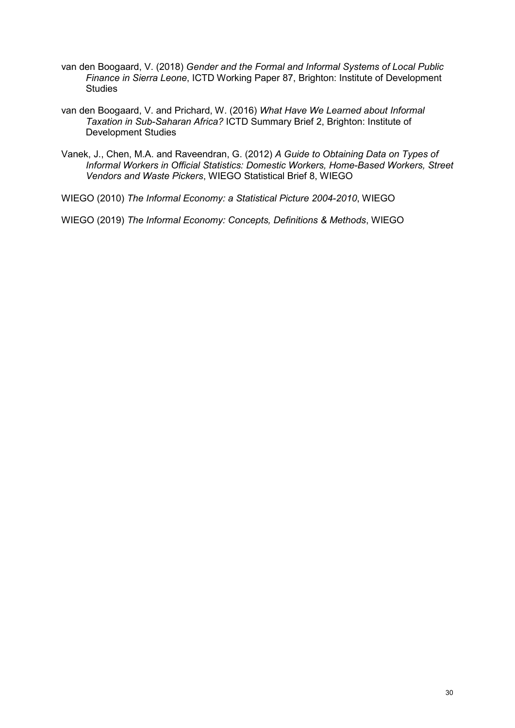van den Boogaard, V. (2018) *Gender and the Formal and Informal Systems of Local Public Finance in Sierra Leone*, ICTD Working Paper 87, Brighton: Institute of Development Studies

van den Boogaard, V. and Prichard, W. (2016) *What Have We Learned about Informal Taxation in Sub-Saharan Africa?* ICTD Summary Brief 2, Brighton: Institute of Development Studies

Vanek, J., Chen, M.A. and Raveendran, G. (2012) *A Guide to Obtaining Data on Types of Informal Workers in Official Statistics: Domestic Workers, Home-Based Workers, Street Vendors and Waste Pickers*, WIEGO Statistical Brief 8, WIEGO

WIEGO (2010) *The Informal Economy: a Statistical Picture 2004-2010*, WIEGO

WIEGO (2019) *The Informal Economy: Concepts, Definitions & Methods*, WIEGO